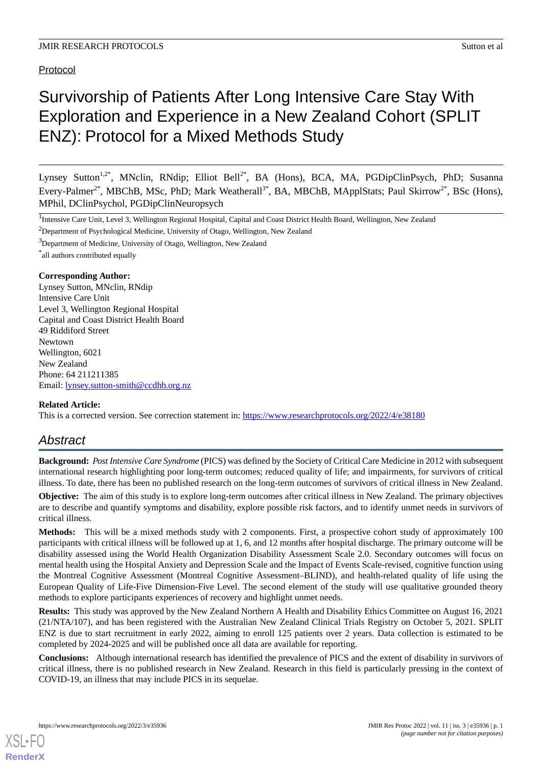Protocol

# Survivorship of Patients After Long Intensive Care Stay With Exploration and Experience in a New Zealand Cohort (SPLIT ENZ): Protocol for a Mixed Methods Study

Lynsey Sutton[1,2*], MNclin, RNdip; Elliot Bell[2*], BA (Hons), BCA, MA, PGDipClinPsych, PhD; Susanna Every-Palmer[2*], MBChB, MSc, PhD; Mark Weatherall[3*], BA, MBChB, MApplStats; Paul Skirrow[2*], BSc (Hons), MPhil, DClinPsychol, PGDipClinNeuropsych

[1]Intensive Care Unit, Level 3, Wellington Regional Hospital, Capital and Coast District Health Board, Wellington, New Zealand

[2]Department of Psychological Medicine, University of Otago, Wellington, New Zealand

[3]Department of Medicine, University of Otago, Wellington, New Zealand

[*]all authors contributed equally

**Corresponding Author:**
Lynsey Sutton, MNclin, RNdip
Intensive Care Unit
Level 3, Wellington Regional Hospital
Capital and Coast District Health Board
49 Riddiford Street
Newtown
Wellington, 6021
New Zealand
Phone: 64 211211385
Email: lynsey.sutton-smith@ccdhb.org.nz

**Related Article:**
This is a corrected version. See correction statement in: https://www.researchprotocols.org/2022/4/e38180

## Abstract

**Background:** *Post Intensive Care Syndrome* (PICS) was defined by the Society of Critical Care Medicine in 2012 with subsequent international research highlighting poor long-term outcomes; reduced quality of life; and impairments, for survivors of critical illness. To date, there has been no published research on the long-term outcomes of survivors of critical illness in New Zealand.

**Objective:** The aim of this study is to explore long-term outcomes after critical illness in New Zealand. The primary objectives are to describe and quantify symptoms and disability, explore possible risk factors, and to identify unmet needs in survivors of critical illness.

**Methods:** This will be a mixed methods study with 2 components. First, a prospective cohort study of approximately 100 participants with critical illness will be followed up at 1, 6, and 12 months after hospital discharge. The primary outcome will be disability assessed using the World Health Organization Disability Assessment Scale 2.0. Secondary outcomes will focus on mental health using the Hospital Anxiety and Depression Scale and the Impact of Events Scale-revised, cognitive function using the Montreal Cognitive Assessment (Montreal Cognitive Assessment–BLIND), and health-related quality of life using the European Quality of Life-Five Dimension-Five Level. The second element of the study will use qualitative grounded theory methods to explore participants experiences of recovery and highlight unmet needs.

**Results:** This study was approved by the New Zealand Northern A Health and Disability Ethics Committee on August 16, 2021 (21/NTA/107), and has been registered with the Australian New Zealand Clinical Trials Registry on October 5, 2021. SPLIT ENZ is due to start recruitment in early 2022, aiming to enroll 125 patients over 2 years. Data collection is estimated to be completed by 2024-2025 and will be published once all data are available for reporting.

**Conclusions:** Although international research has identified the prevalence of PICS and the extent of disability in survivors of critical illness, there is no published research in New Zealand. Research in this field is particularly pressing in the context of COVID-19, an illness that may include PICS in its sequelae.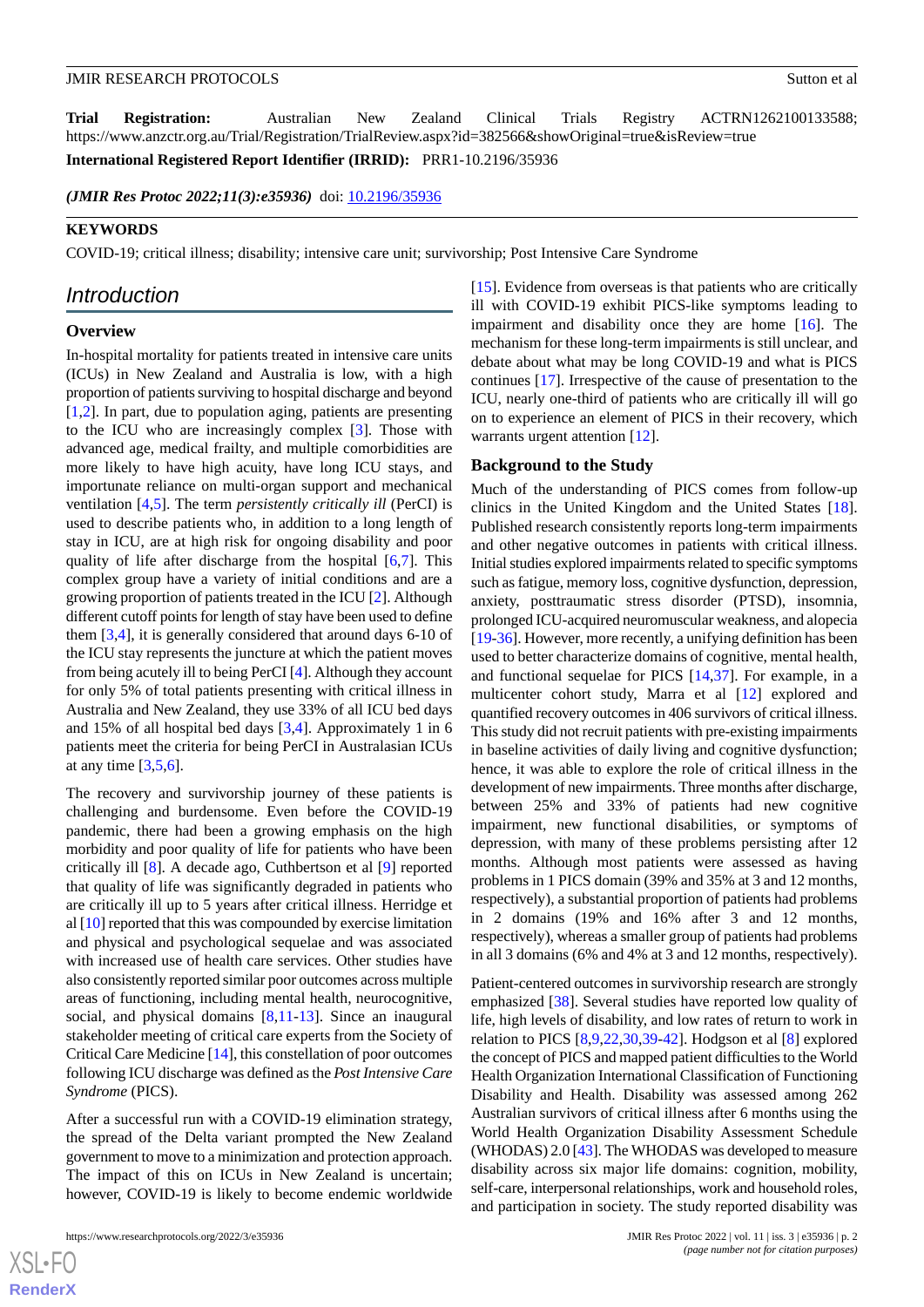**Trial Registration:** Australian New Zealand Clinical Trials Registry ACTRN12621001335886; https://www.anzctr.org.au/Trial/Registration/TrialReview.aspx?id=382566&showOriginal=true&isReview=true

**International Registered Report Identifier (IRRID):** PRR1-10.2196/35936

*(JMIR Res Protoc 2022;11(3):e35936)* doi: 10.2196/35936

**KEYWORDS**

COVID-19; critical illness; disability; intensive care unit; survivorship; Post Intensive Care Syndrome

## Introduction

### Overview

In-hospital mortality for patients treated in intensive care units (ICUs) in New Zealand and Australia is low, with a high proportion of patients surviving to hospital discharge and beyond [1,2]. In part, due to population aging, patients are presenting to the ICU who are increasingly complex [3]. Those with advanced age, medical frailty, and multiple comorbidities are more likely to have high acuity, have long ICU stays, and importunate reliance on multi-organ support and mechanical ventilation [4,5]. The term *persistently critically ill* (PerCI) is used to describe patients who, in addition to a long length of stay in ICU, are at high risk for ongoing disability and poor quality of life after discharge from the hospital [6,7]. This complex group have a variety of initial conditions and are a growing proportion of patients treated in the ICU [2]. Although different cutoff points for length of stay have been used to define them [3,4], it is generally considered that around days 6-10 of the ICU stay represents the juncture at which the patient moves from being acutely ill to being PerCI [4]. Although they account for only 5% of total patients presenting with critical illness in Australia and New Zealand, they use 33% of all ICU bed days and 15% of all hospital bed days [3,4]. Approximately 1 in 6 patients meet the criteria for being PerCI in Australasian ICUs at any time [3,5,6].

The recovery and survivorship journey of these patients is challenging and burdensome. Even before the COVID-19 pandemic, there had been a growing emphasis on the high morbidity and poor quality of life for patients who have been critically ill [8]. A decade ago, Cuthbertson et al [9] reported that quality of life was significantly degraded in patients who are critically ill up to 5 years after critical illness. Herridge et al [10] reported that this was compounded by exercise limitation and physical and psychological sequelae and was associated with increased use of health care services. Other studies have also consistently reported similar poor outcomes across multiple areas of functioning, including mental health, neurocognitive, social, and physical domains [8,11-13]. Since an inaugural stakeholder meeting of critical care experts from the Society of Critical Care Medicine [14], this constellation of poor outcomes following ICU discharge was defined as the *Post Intensive Care Syndrome* (PICS).

After a successful run with a COVID-19 elimination strategy, the spread of the Delta variant prompted the New Zealand government to move to a minimization and protection approach. The impact of this on ICUs in New Zealand is uncertain; however, COVID-19 is likely to become endemic worldwide [15]. Evidence from overseas is that patients who are critically ill with COVID-19 exhibit PICS-like symptoms leading to impairment and disability once they are home [16]. The mechanism for these long-term impairments is still unclear, and debate about what may be long COVID-19 and what is PICS continues [17]. Irrespective of the cause of presentation to the ICU, nearly one-third of patients who are critically ill will go on to experience an element of PICS in their recovery, which warrants urgent attention [12].

### Background to the Study

Much of the understanding of PICS comes from follow-up clinics in the United Kingdom and the United States [18]. Published research consistently reports long-term impairments and other negative outcomes in patients with critical illness. Initial studies explored impairments related to specific symptoms such as fatigue, memory loss, cognitive dysfunction, depression, anxiety, posttraumatic stress disorder (PTSD), insomnia, prolonged ICU-acquired neuromuscular weakness, and alopecia [19-36]. However, more recently, a unifying definition has been used to better characterize domains of cognitive, mental health, and functional sequelae for PICS [14,37]. For example, in a multicenter cohort study, Marra et al [12] explored and quantified recovery outcomes in 406 survivors of critical illness. This study did not recruit patients with pre-existing impairments in baseline activities of daily living and cognitive dysfunction; hence, it was able to explore the role of critical illness in the development of new impairments. Three months after discharge, between 25% and 33% of patients had new cognitive impairment, new functional disabilities, or symptoms of depression, with many of these problems persisting after 12 months. Although most patients were assessed as having problems in 1 PICS domain (39% and 35% at 3 and 12 months, respectively), a substantial proportion of patients had problems in 2 domains (19% and 16% after 3 and 12 months, respectively), whereas a smaller group of patients had problems in all 3 domains (6% and 4% at 3 and 12 months, respectively).

Patient-centered outcomes in survivorship research are strongly emphasized [38]. Several studies have reported low quality of life, high levels of disability, and low rates of return to work in relation to PICS [8,9,22,30,39-42]. Hodgson et al [8] explored the concept of PICS and mapped patient difficulties to the World Health Organization International Classification of Functioning Disability and Health. Disability was assessed among 262 Australian survivors of critical illness after 6 months using the World Health Organization Disability Assessment Schedule (WHODAS) 2.0 [43]. The WHODAS was developed to measure disability across six major life domains: cognition, mobility, self-care, interpersonal relationships, work and household roles, and participation in society. The study reported disability was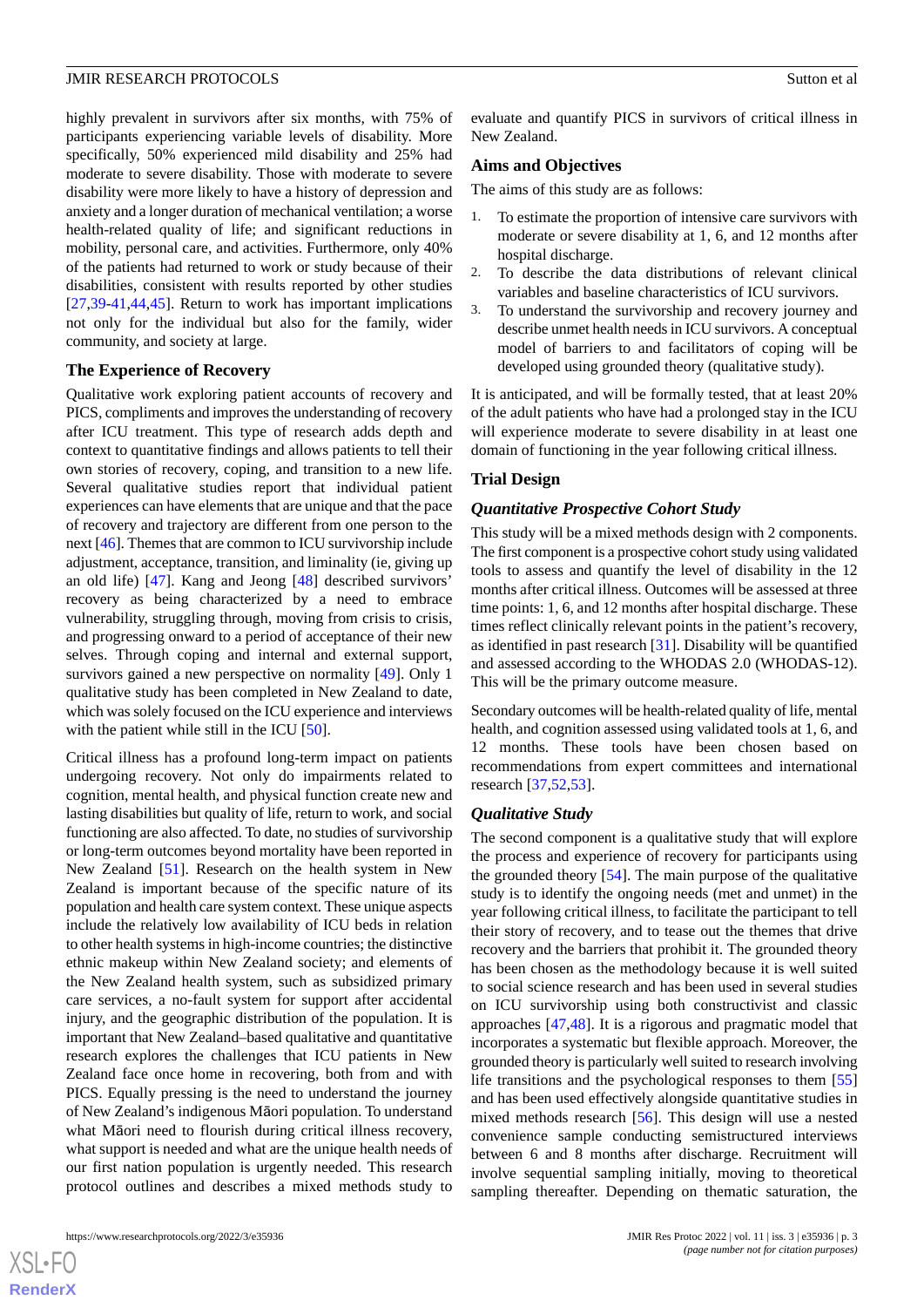highly prevalent in survivors after six months, with 75% of participants experiencing variable levels of disability. More specifically, 50% experienced mild disability and 25% had moderate to severe disability. Those with moderate to severe disability were more likely to have a history of depression and anxiety and a longer duration of mechanical ventilation; a worse health-related quality of life; and significant reductions in mobility, personal care, and activities. Furthermore, only 40% of the patients had returned to work or study because of their disabilities, consistent with results reported by other studies [27,39-41,44,45]. Return to work has important implications not only for the individual but also for the family, wider community, and society at large.

### The Experience of Recovery

Qualitative work exploring patient accounts of recovery and PICS, compliments and improves the understanding of recovery after ICU treatment. This type of research adds depth and context to quantitative findings and allows patients to tell their own stories of recovery, coping, and transition to a new life. Several qualitative studies report that individual patient experiences can have elements that are unique and that the pace of recovery and trajectory are different from one person to the next [46]. Themes that are common to ICU survivorship include adjustment, acceptance, transition, and liminality (ie, giving up an old life) [47]. Kang and Jeong [48] described survivors' recovery as being characterized by a need to embrace vulnerability, struggling through, moving from crisis to crisis, and progressing onward to a period of acceptance of their new selves. Through coping and internal and external support, survivors gained a new perspective on normality [49]. Only 1 qualitative study has been completed in New Zealand to date, which was solely focused on the ICU experience and interviews with the patient while still in the ICU [50].

Critical illness has a profound long-term impact on patients undergoing recovery. Not only do impairments related to cognition, mental health, and physical function create new and lasting disabilities but quality of life, return to work, and social functioning are also affected. To date, no studies of survivorship or long-term outcomes beyond mortality have been reported in New Zealand [51]. Research on the health system in New Zealand is important because of the specific nature of its population and health care system context. These unique aspects include the relatively low availability of ICU beds in relation to other health systems in high-income countries; the distinctive ethnic makeup within New Zealand society; and elements of the New Zealand health system, such as subsidized primary care services, a no-fault system for support after accidental injury, and the geographic distribution of the population. It is important that New Zealand–based qualitative and quantitative research explores the challenges that ICU patients in New Zealand face once home in recovering, both from and with PICS. Equally pressing is the need to understand the journey of New Zealand's indigenous Māori population. To understand what Māori need to flourish during critical illness recovery, what support is needed and what are the unique health needs of our first nation population is urgently needed. This research protocol outlines and describes a mixed methods study to evaluate and quantify PICS in survivors of critical illness in New Zealand.

### Aims and Objectives

The aims of this study are as follows:

1. To estimate the proportion of intensive care survivors with moderate or severe disability at 1, 6, and 12 months after hospital discharge.
2. To describe the data distributions of relevant clinical variables and baseline characteristics of ICU survivors.
3. To understand the survivorship and recovery journey and describe unmet health needs in ICU survivors. A conceptual model of barriers to and facilitators of coping will be developed using grounded theory (qualitative study).

It is anticipated, and will be formally tested, that at least 20% of the adult patients who have had a prolonged stay in the ICU will experience moderate to severe disability in at least one domain of functioning in the year following critical illness.

### Trial Design

#### *Quantitative Prospective Cohort Study*

This study will be a mixed methods design with 2 components. The first component is a prospective cohort study using validated tools to assess and quantify the level of disability in the 12 months after critical illness. Outcomes will be assessed at three time points: 1, 6, and 12 months after hospital discharge. These times reflect clinically relevant points in the patient's recovery, as identified in past research [31]. Disability will be quantified and assessed according to the WHODAS 2.0 (WHODAS-12). This will be the primary outcome measure.

Secondary outcomes will be health-related quality of life, mental health, and cognition assessed using validated tools at 1, 6, and 12 months. These tools have been chosen based on recommendations from expert committees and international research [37,52,53].

#### *Qualitative Study*

The second component is a qualitative study that will explore the process and experience of recovery for participants using the grounded theory [54]. The main purpose of the qualitative study is to identify the ongoing needs (met and unmet) in the year following critical illness, to facilitate the participant to tell their story of recovery, and to tease out the themes that drive recovery and the barriers that prohibit it. The grounded theory has been chosen as the methodology because it is well suited to social science research and has been used in several studies on ICU survivorship using both constructivist and classic approaches [47,48]. It is a rigorous and pragmatic model that incorporates a systematic but flexible approach. Moreover, the grounded theory is particularly well suited to research involving life transitions and the psychological responses to them [55] and has been used effectively alongside quantitative studies in mixed methods research [56]. This design will use a nested convenience sample conducting semistructured interviews between 6 and 8 months after discharge. Recruitment will involve sequential sampling initially, moving to theoretical sampling thereafter. Depending on thematic saturation, the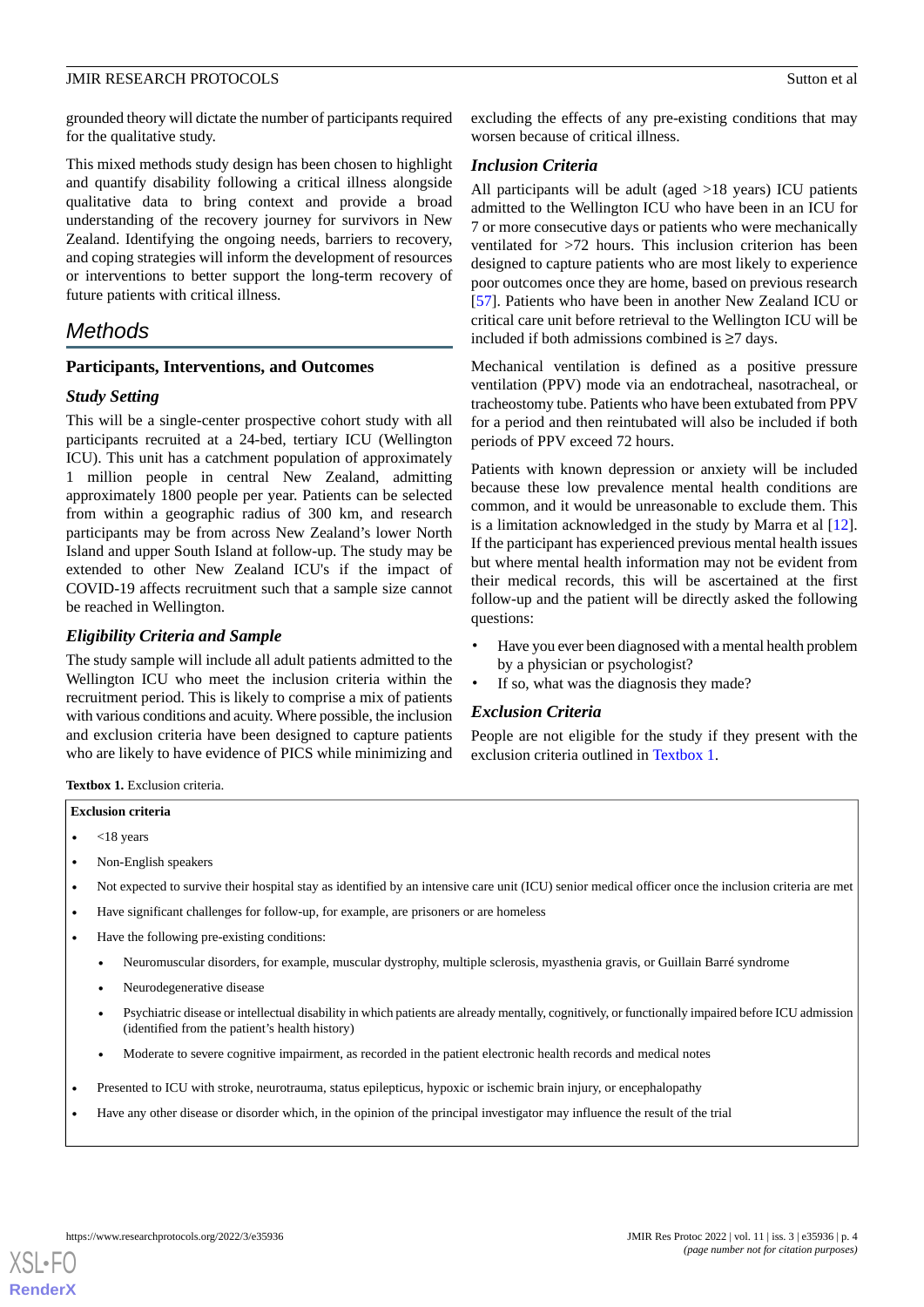grounded theory will dictate the number of participants required for the qualitative study.

This mixed methods study design has been chosen to highlight and quantify disability following a critical illness alongside qualitative data to bring context and provide a broad understanding of the recovery journey for survivors in New Zealand. Identifying the ongoing needs, barriers to recovery, and coping strategies will inform the development of resources or interventions to better support the long-term recovery of future patients with critical illness.

# Methods

## Participants, Interventions, and Outcomes

### Study Setting

This will be a single-center prospective cohort study with all participants recruited at a 24-bed, tertiary ICU (Wellington ICU). This unit has a catchment population of approximately 1 million people in central New Zealand, admitting approximately 1800 people per year. Patients can be selected from within a geographic radius of 300 km, and research participants may be from across New Zealand's lower North Island and upper South Island at follow-up. The study may be extended to other New Zealand ICU's if the impact of COVID-19 affects recruitment such that a sample size cannot be reached in Wellington.

### Eligibility Criteria and Sample

The study sample will include all adult patients admitted to the Wellington ICU who meet the inclusion criteria within the recruitment period. This is likely to comprise a mix of patients with various conditions and acuity. Where possible, the inclusion and exclusion criteria have been designed to capture patients who are likely to have evidence of PICS while minimizing and excluding the effects of any pre-existing conditions that may worsen because of critical illness.

### Inclusion Criteria

All participants will be adult (aged >18 years) ICU patients admitted to the Wellington ICU who have been in an ICU for 7 or more consecutive days or patients who were mechanically ventilated for >72 hours. This inclusion criterion has been designed to capture patients who are most likely to experience poor outcomes once they are home, based on previous research [57]. Patients who have been in another New Zealand ICU or critical care unit before retrieval to the Wellington ICU will be included if both admissions combined is ≥7 days.

Mechanical ventilation is defined as a positive pressure ventilation (PPV) mode via an endotracheal, nasotracheal, or tracheostomy tube. Patients who have been extubated from PPV for a period and then reintubated will also be included if both periods of PPV exceed 72 hours.

Patients with known depression or anxiety will be included because these low prevalence mental health conditions are common, and it would be unreasonable to exclude them. This is a limitation acknowledged in the study by Marra et al [12]. If the participant has experienced previous mental health issues but where mental health information may not be evident from their medical records, this will be ascertained at the first follow-up and the patient will be directly asked the following questions:

- Have you ever been diagnosed with a mental health problem by a physician or psychologist?
- If so, what was the diagnosis they made?

### Exclusion Criteria

People are not eligible for the study if they present with the exclusion criteria outlined in Textbox 1.

**Textbox 1.** Exclusion criteria.

**Exclusion criteria**

- <18 years
- Non-English speakers
- Not expected to survive their hospital stay as identified by an intensive care unit (ICU) senior medical officer once the inclusion criteria are met
- Have significant challenges for follow-up, for example, are prisoners or are homeless
- Have the following pre-existing conditions:
  - Neuromuscular disorders, for example, muscular dystrophy, multiple sclerosis, myasthenia gravis, or Guillain Barré syndrome
  - Neurodegenerative disease
  - Psychiatric disease or intellectual disability in which patients are already mentally, cognitively, or functionally impaired before ICU admission (identified from the patient's health history)
  - Moderate to severe cognitive impairment, as recorded in the patient electronic health records and medical notes
- Presented to ICU with stroke, neurotrauma, status epilepticus, hypoxic or ischemic brain injury, or encephalopathy
- Have any other disease or disorder which, in the opinion of the principal investigator may influence the result of the trial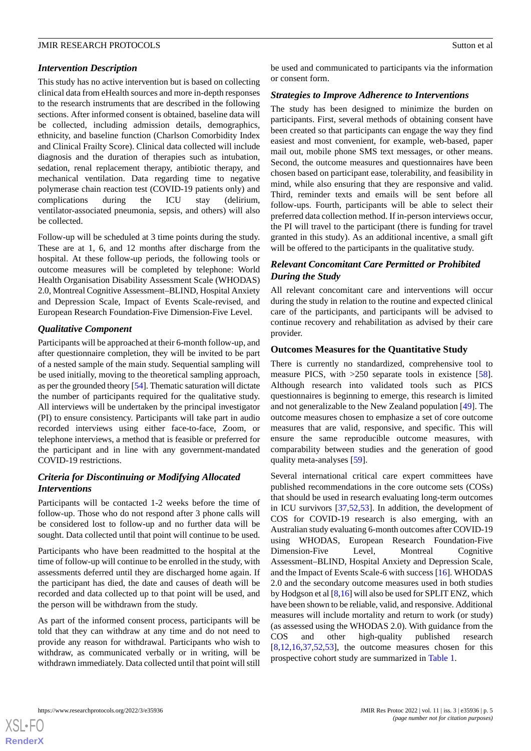### Intervention Description

This study has no active intervention but is based on collecting clinical data from eHealth sources and more in-depth responses to the research instruments that are described in the following sections. After informed consent is obtained, baseline data will be collected, including admission details, demographics, ethnicity, and baseline function (Charlson Comorbidity Index and Clinical Frailty Score). Clinical data collected will include diagnosis and the duration of therapies such as intubation, sedation, renal replacement therapy, antibiotic therapy, and mechanical ventilation. Data regarding time to negative polymerase chain reaction test (COVID-19 patients only) and complications during the ICU stay (delirium, ventilator-associated pneumonia, sepsis, and others) will also be collected.

Follow-up will be scheduled at 3 time points during the study. These are at 1, 6, and 12 months after discharge from the hospital. At these follow-up periods, the following tools or outcome measures will be completed by telephone: World Health Organisation Disability Assessment Scale (WHODAS) 2.0, Montreal Cognitive Assessment–BLIND, Hospital Anxiety and Depression Scale, Impact of Events Scale-revised, and European Research Foundation-Five Dimension-Five Level.

### Qualitative Component

Participants will be approached at their 6-month follow-up, and after questionnaire completion, they will be invited to be part of a nested sample of the main study. Sequential sampling will be used initially, moving to the theoretical sampling approach, as per the grounded theory [54]. Thematic saturation will dictate the number of participants required for the qualitative study. All interviews will be undertaken by the principal investigator (PI) to ensure consistency. Participants will take part in audio recorded interviews using either face-to-face, Zoom, or telephone interviews, a method that is feasible or preferred for the participant and in line with any government-mandated COVID-19 restrictions.

### Criteria for Discontinuing or Modifying Allocated Interventions

Participants will be contacted 1-2 weeks before the time of follow-up. Those who do not respond after 3 phone calls will be considered lost to follow-up and no further data will be sought. Data collected until that point will continue to be used.

Participants who have been readmitted to the hospital at the time of follow-up will continue to be enrolled in the study, with assessments deferred until they are discharged home again. If the participant has died, the date and causes of death will be recorded and data collected up to that point will be used, and the person will be withdrawn from the study.

As part of the informed consent process, participants will be told that they can withdraw at any time and do not need to provide any reason for withdrawal. Participants who wish to withdraw, as communicated verbally or in writing, will be withdrawn immediately. Data collected until that point will still be used and communicated to participants via the information or consent form.

### Strategies to Improve Adherence to Interventions

The study has been designed to minimize the burden on participants. First, several methods of obtaining consent have been created so that participants can engage the way they find easiest and most convenient, for example, web-based, paper mail out, mobile phone SMS text messages, or other means. Second, the outcome measures and questionnaires have been chosen based on participant ease, tolerability, and feasibility in mind, while also ensuring that they are responsive and valid. Third, reminder texts and emails will be sent before all follow-ups. Fourth, participants will be able to select their preferred data collection method. If in-person interviews occur, the PI will travel to the participant (there is funding for travel granted in this study). As an additional incentive, a small gift will be offered to the participants in the qualitative study.

### Relevant Concomitant Care Permitted or Prohibited During the Study

All relevant concomitant care and interventions will occur during the study in relation to the routine and expected clinical care of the participants, and participants will be advised to continue recovery and rehabilitation as advised by their care provider.

## Outcomes Measures for the Quantitative Study

There is currently no standardized, comprehensive tool to measure PICS, with >250 separate tools in existence [58]. Although research into validated tools such as PICS questionnaires is beginning to emerge, this research is limited and not generalizable to the New Zealand population [49]. The outcome measures chosen to emphasize a set of core outcome measures that are valid, responsive, and specific. This will ensure the same reproducible outcome measures, with comparability between studies and the generation of good quality meta-analyses [59].

Several international critical care expert committees have published recommendations in the core outcome sets (COSs) that should be used in research evaluating long-term outcomes in ICU survivors [37,52,53]. In addition, the development of COS for COVID-19 research is also emerging, with an Australian study evaluating 6-month outcomes after COVID-19 using WHODAS, European Research Foundation-Five Dimension-Five Level, Montreal Cognitive Assessment–BLIND, Hospital Anxiety and Depression Scale, and the Impact of Events Scale-6 with success [16]. WHODAS 2.0 and the secondary outcome measures used in both studies by Hodgson et al [8,16] will also be used for SPLIT ENZ, which have been shown to be reliable, valid, and responsive. Additional measures will include mortality and return to work (or study) (as assessed using the WHODAS 2.0). With guidance from the COS and other high-quality published research [8,12,16,37,52,53], the outcome measures chosen for this prospective cohort study are summarized in Table 1.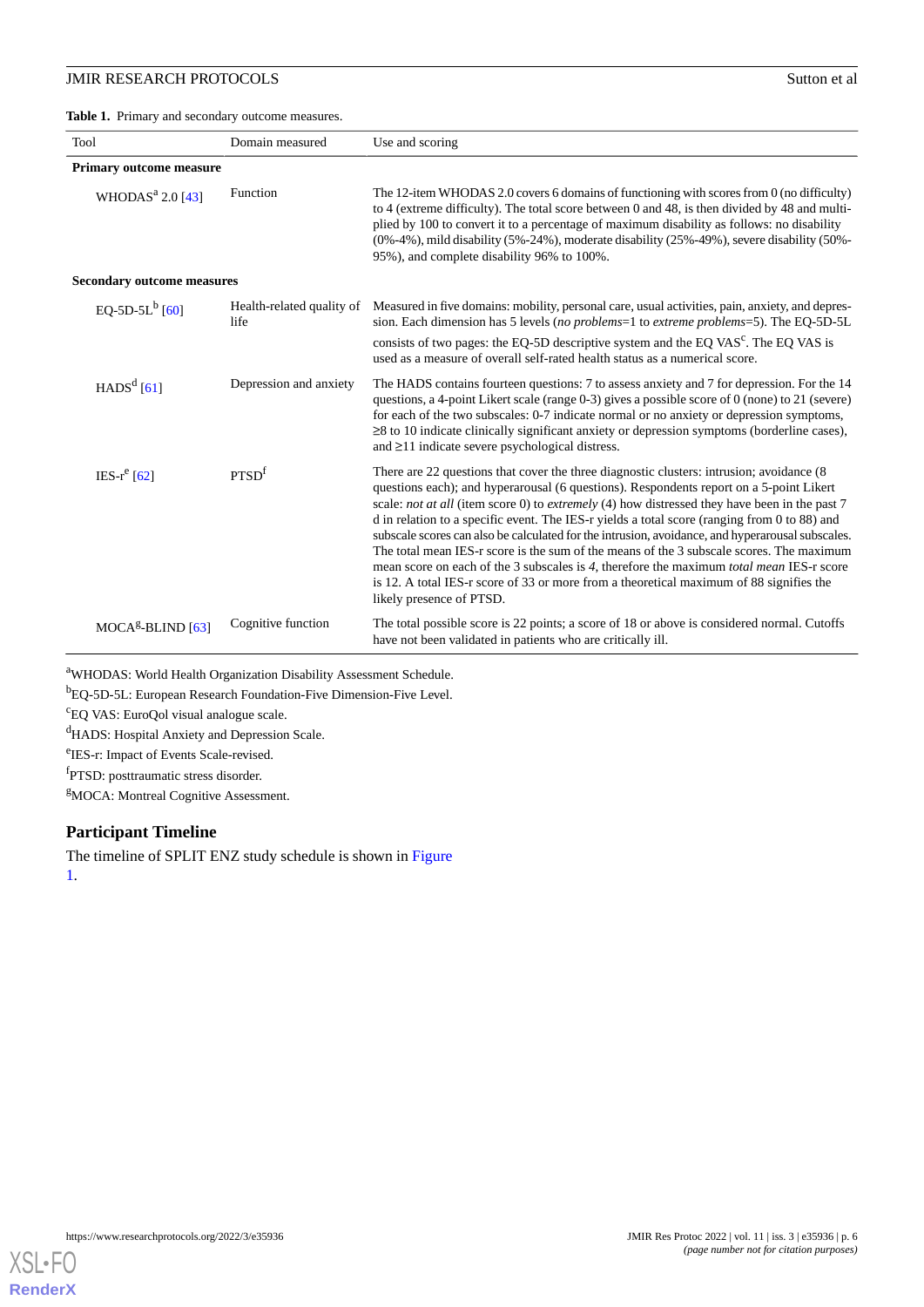**Table 1.** Primary and secondary outcome measures.

| Tool | Domain measured | Use and scoring |
|---|---|---|
| **Primary outcome measure** | | |
| WHODAS[a] 2.0 [43] | Function | The 12-item WHODAS 2.0 covers 6 domains of functioning with scores from 0 (no difficulty) to 4 (extreme difficulty). The total score between 0 and 48, is then divided by 48 and multiplied by 100 to convert it to a percentage of maximum disability as follows: no disability (0%-4%), mild disability (5%-24%), moderate disability (25%-49%), severe disability (50%-95%), and complete disability 96% to 100%. |
| **Secondary outcome measures** | | |
| EQ-5D-5L[b] [60] | Health-related quality of life | Measured in five domains: mobility, personal care, usual activities, pain, anxiety, and depression. Each dimension has 5 levels (*no problems*=1 to *extreme problems*=5). The EQ-5D-5L consists of two pages: the EQ-5D descriptive system and the EQ VAS[c]. The EQ VAS is used as a measure of overall self-rated health status as a numerical score. |
| HADS[d] [61] | Depression and anxiety | The HADS contains fourteen questions: 7 to assess anxiety and 7 for depression. For the 14 questions, a 4-point Likert scale (range 0-3) gives a possible score of 0 (none) to 21 (severe) for each of the two subscales: 0-7 indicate normal or no anxiety or depression symptoms, ≥8 to 10 indicate clinically significant anxiety or depression symptoms (borderline cases), and ≥11 indicate severe psychological distress. |
| IES-r[e] [62] | PTSD[f] | There are 22 questions that cover the three diagnostic clusters: intrusion; avoidance (8 questions each); and hyperarousal (6 questions). Respondents report on a 5-point Likert scale: *not at all* (item score 0) to *extremely* (4) how distressed they have been in the past 7 d in relation to a specific event. The IES-r yields a total score (ranging from 0 to 88) and subscale scores can also be calculated for the intrusion, avoidance, and hyperarousal subscales. The total mean IES-r score is the sum of the means of the 3 subscale scores. The maximum mean score on each of the 3 subscales is *4*, therefore the maximum *total mean* IES-r score is 12. A total IES-r score of 33 or more from a theoretical maximum of 88 signifies the likely presence of PTSD. |
| MOCA[g]-BLIND [63] | Cognitive function | The total possible score is 22 points; a score of 18 or above is considered normal. Cutoffs have not been validated in patients who are critically ill. |

[a]WHODAS: World Health Organization Disability Assessment Schedule.

[b]EQ-5D-5L: European Research Foundation-Five Dimension-Five Level.

[c]EQ VAS: EuroQol visual analogue scale.

[d]HADS: Hospital Anxiety and Depression Scale.

[e]IES-r: Impact of Events Scale-revised.

[f]PTSD: posttraumatic stress disorder.

[g]MOCA: Montreal Cognitive Assessment.

## Participant Timeline

The timeline of SPLIT ENZ study schedule is shown in Figure 1.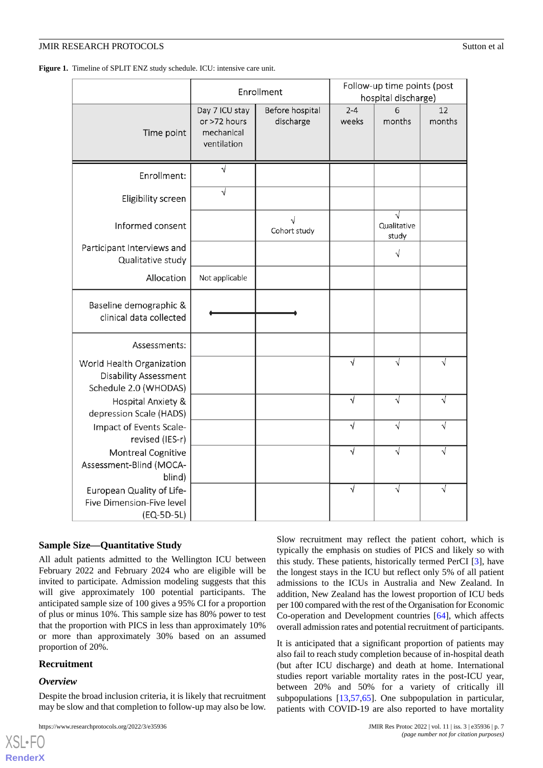**Figure 1.** Timeline of SPLIT ENZ study schedule. ICU: intensive care unit.

| | Enrollment | | Follow-up time points (post hospital discharge) | | |
|---|---|---|---|---|---|
| Time point | Day 7 ICU stay or >72 hours mechanical ventilation | Before hospital discharge | 2-4 weeks | 6 months | 12 months |
| Enrollment: | √ | | | | |
| Eligibility screen | √ | | | | |
| Informed consent | | √ Cohort study | | √ Qualitative study | |
| Participant Interviews and Qualitative study | | | | √ | |
| Allocation | Not applicable | | | | |
| Baseline demographic & clinical data collected | ⟷ | ⟷ | | | |
| Assessments: | | | | | |
| World Health Organization Disability Assessment Schedule 2.0 (WHODAS) | | | √ | √ | √ |
| Hospital Anxiety & depression Scale (HADS) | | | √ | √ | √ |
| Impact of Events Scale-revised (IES-r) | | | √ | √ | √ |
| Montreal Cognitive Assessment-Blind (MOCA-blind) | | | √ | √ | √ |
| European Quality of Life-Five Dimension-Five level (EQ-5D-5L) | | | √ | √ | √ |

### Sample Size—Quantitative Study

All adult patients admitted to the Wellington ICU between February 2022 and February 2024 who are eligible will be invited to participate. Admission modeling suggests that this will give approximately 100 potential participants. The anticipated sample size of 100 gives a 95% CI for a proportion of plus or minus 10%. This sample size has 80% power to test that the proportion with PICS in less than approximately 10% or more than approximately 30% based on an assumed proportion of 20%.

### Recruitment

#### *Overview*

Despite the broad inclusion criteria, it is likely that recruitment may be slow and that completion to follow-up may also be low. Slow recruitment may reflect the patient cohort, which is typically the emphasis on studies of PICS and likely so with this study. These patients, historically termed PerCI [3], have the longest stays in the ICU but reflect only 5% of all patient admissions to the ICUs in Australia and New Zealand. In addition, New Zealand has the lowest proportion of ICU beds per 100 compared with the rest of the Organisation for Economic Co-operation and Development countries [64], which affects overall admission rates and potential recruitment of participants.

It is anticipated that a significant proportion of patients may also fail to reach study completion because of in-hospital death (but after ICU discharge) and death at home. International studies report variable mortality rates in the post-ICU year, between 20% and 50% for a variety of critically ill subpopulations [13,57,65]. One subpopulation in particular, patients with COVID-19 are also reported to have mortality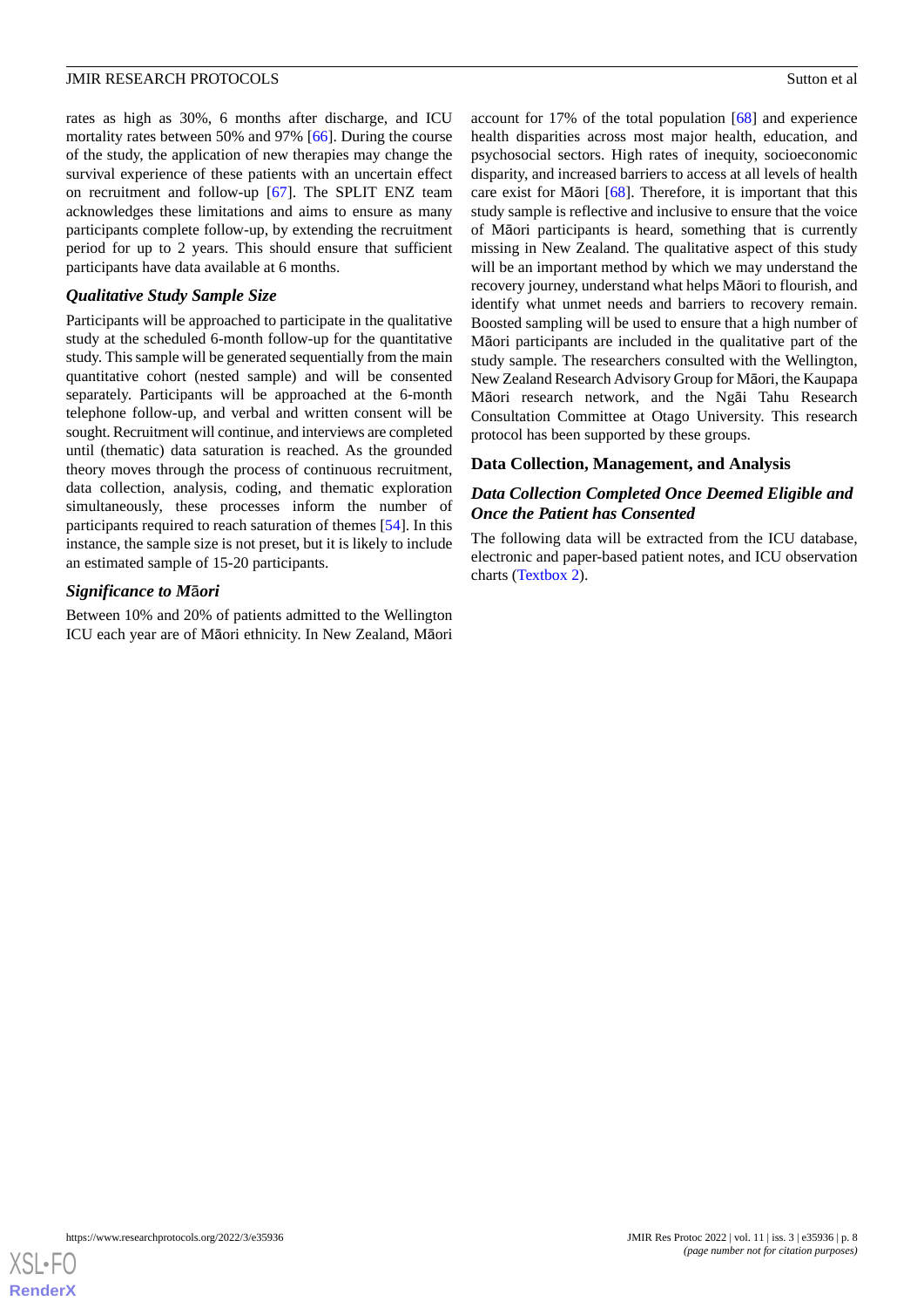rates as high as 30%, 6 months after discharge, and ICU mortality rates between 50% and 97% [66]. During the course of the study, the application of new therapies may change the survival experience of these patients with an uncertain effect on recruitment and follow-up [67]. The SPLIT ENZ team acknowledges these limitations and aims to ensure as many participants complete follow-up, by extending the recruitment period for up to 2 years. This should ensure that sufficient participants have data available at 6 months.

### *Qualitative Study Sample Size*

Participants will be approached to participate in the qualitative study at the scheduled 6-month follow-up for the quantitative study. This sample will be generated sequentially from the main quantitative cohort (nested sample) and will be consented separately. Participants will be approached at the 6-month telephone follow-up, and verbal and written consent will be sought. Recruitment will continue, and interviews are completed until (thematic) data saturation is reached. As the grounded theory moves through the process of continuous recruitment, data collection, analysis, coding, and thematic exploration simultaneously, these processes inform the number of participants required to reach saturation of themes [54]. In this instance, the sample size is not preset, but it is likely to include an estimated sample of 15-20 participants.

### *Significance to Māori*

Between 10% and 20% of patients admitted to the Wellington ICU each year are of Māori ethnicity. In New Zealand, Māori account for 17% of the total population [68] and experience health disparities across most major health, education, and psychosocial sectors. High rates of inequity, socioeconomic disparity, and increased barriers to access at all levels of health care exist for Māori [68]. Therefore, it is important that this study sample is reflective and inclusive to ensure that the voice of Māori participants is heard, something that is currently missing in New Zealand. The qualitative aspect of this study will be an important method by which we may understand the recovery journey, understand what helps Māori to flourish, and identify what unmet needs and barriers to recovery remain. Boosted sampling will be used to ensure that a high number of Māori participants are included in the qualitative part of the study sample. The researchers consulted with the Wellington, New Zealand Research Advisory Group for Māori, the Kaupapa Māori research network, and the Ngāi Tahu Research Consultation Committee at Otago University. This research protocol has been supported by these groups.

## Data Collection, Management, and Analysis

### *Data Collection Completed Once Deemed Eligible and Once the Patient has Consented*

The following data will be extracted from the ICU database, electronic and paper-based patient notes, and ICU observation charts (Textbox 2).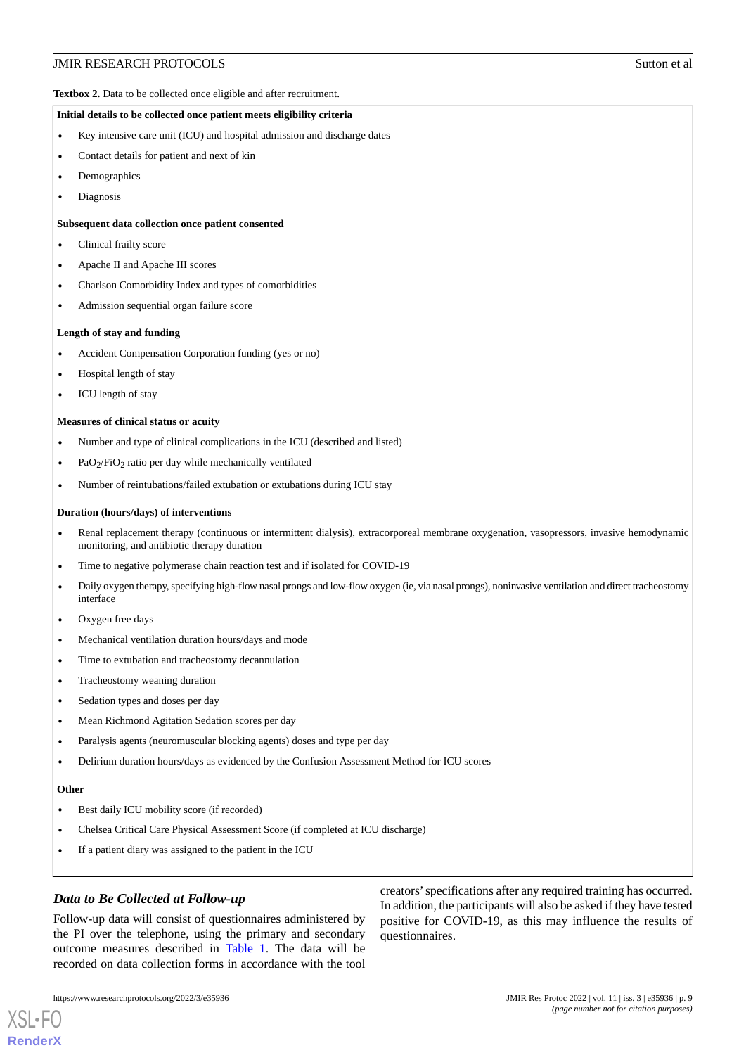**Textbox 2.** Data to be collected once eligible and after recruitment.

**Initial details to be collected once patient meets eligibility criteria**

- Key intensive care unit (ICU) and hospital admission and discharge dates
- Contact details for patient and next of kin
- Demographics
- Diagnosis

**Subsequent data collection once patient consented**

- Clinical frailty score
- Apache II and Apache III scores
- Charlson Comorbidity Index and types of comorbidities
- Admission sequential organ failure score

**Length of stay and funding**

- Accident Compensation Corporation funding (yes or no)
- Hospital length of stay
- ICU length of stay

**Measures of clinical status or acuity**

- Number and type of clinical complications in the ICU (described and listed)
- $PaO_2/FiO_2$ ratio per day while mechanically ventilated
- Number of reintubations/failed extubation or extubations during ICU stay

**Duration (hours/days) of interventions**

- Renal replacement therapy (continuous or intermittent dialysis), extracorporeal membrane oxygenation, vasopressors, invasive hemodynamic monitoring, and antibiotic therapy duration
- Time to negative polymerase chain reaction test and if isolated for COVID-19
- Daily oxygen therapy, specifying high-flow nasal prongs and low-flow oxygen (ie, via nasal prongs), noninvasive ventilation and direct tracheostomy interface
- Oxygen free days
- Mechanical ventilation duration hours/days and mode
- Time to extubation and tracheostomy decannulation
- Tracheostomy weaning duration
- Sedation types and doses per day
- Mean Richmond Agitation Sedation scores per day
- Paralysis agents (neuromuscular blocking agents) doses and type per day
- Delirium duration hours/days as evidenced by the Confusion Assessment Method for ICU scores

**Other**

- Best daily ICU mobility score (if recorded)
- Chelsea Critical Care Physical Assessment Score (if completed at ICU discharge)
- If a patient diary was assigned to the patient in the ICU

### *Data to Be Collected at Follow-up*

Follow-up data will consist of questionnaires administered by the PI over the telephone, using the primary and secondary outcome measures described in Table 1. The data will be recorded on data collection forms in accordance with the tool creators' specifications after any required training has occurred. In addition, the participants will also be asked if they have tested positive for COVID-19, as this may influence the results of questionnaires.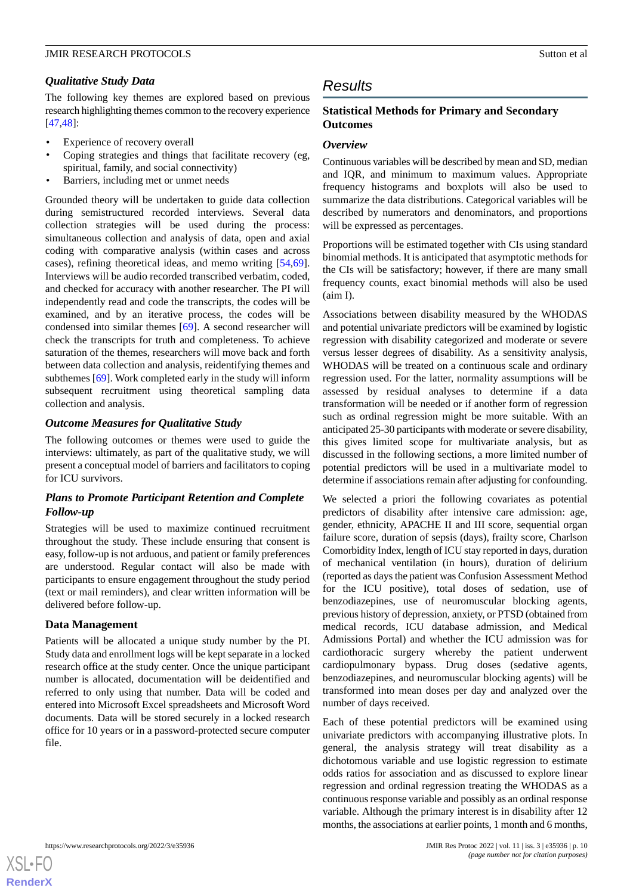### Qualitative Study Data

The following key themes are explored based on previous research highlighting themes common to the recovery experience [47,48]:

- Experience of recovery overall
- Coping strategies and things that facilitate recovery (eg, spiritual, family, and social connectivity)
- Barriers, including met or unmet needs

Grounded theory will be undertaken to guide data collection during semistructured recorded interviews. Several data collection strategies will be used during the process: simultaneous collection and analysis of data, open and axial coding with comparative analysis (within cases and across cases), refining theoretical ideas, and memo writing [54,69]. Interviews will be audio recorded transcribed verbatim, coded, and checked for accuracy with another researcher. The PI will independently read and code the transcripts, the codes will be examined, and by an iterative process, the codes will be condensed into similar themes [69]. A second researcher will check the transcripts for truth and completeness. To achieve saturation of the themes, researchers will move back and forth between data collection and analysis, reidentifying themes and subthemes [69]. Work completed early in the study will inform subsequent recruitment using theoretical sampling data collection and analysis.

### Outcome Measures for Qualitative Study

The following outcomes or themes were used to guide the interviews: ultimately, as part of the qualitative study, we will present a conceptual model of barriers and facilitators to coping for ICU survivors.

### Plans to Promote Participant Retention and Complete Follow-up

Strategies will be used to maximize continued recruitment throughout the study. These include ensuring that consent is easy, follow-up is not arduous, and patient or family preferences are understood. Regular contact will also be made with participants to ensure engagement throughout the study period (text or mail reminders), and clear written information will be delivered before follow-up.

## Data Management

Patients will be allocated a unique study number by the PI. Study data and enrollment logs will be kept separate in a locked research office at the study center. Once the unique participant number is allocated, documentation will be deidentified and referred to only using that number. Data will be coded and entered into Microsoft Excel spreadsheets and Microsoft Word documents. Data will be stored securely in a locked research office for 10 years or in a password-protected secure computer file.

# Results

## Statistical Methods for Primary and Secondary Outcomes

### Overview

Continuous variables will be described by mean and SD, median and IQR, and minimum to maximum values. Appropriate frequency histograms and boxplots will also be used to summarize the data distributions. Categorical variables will be described by numerators and denominators, and proportions will be expressed as percentages.

Proportions will be estimated together with CIs using standard binomial methods. It is anticipated that asymptotic methods for the CIs will be satisfactory; however, if there are many small frequency counts, exact binomial methods will also be used (aim I).

Associations between disability measured by the WHODAS and potential univariate predictors will be examined by logistic regression with disability categorized and moderate or severe versus lesser degrees of disability. As a sensitivity analysis, WHODAS will be treated on a continuous scale and ordinary regression used. For the latter, normality assumptions will be assessed by residual analyses to determine if a data transformation will be needed or if another form of regression such as ordinal regression might be more suitable. With an anticipated 25-30 participants with moderate or severe disability, this gives limited scope for multivariate analysis, but as discussed in the following sections, a more limited number of potential predictors will be used in a multivariate model to determine if associations remain after adjusting for confounding.

We selected a priori the following covariates as potential predictors of disability after intensive care admission: age, gender, ethnicity, APACHE II and III score, sequential organ failure score, duration of sepsis (days), frailty score, Charlson Comorbidity Index, length of ICU stay reported in days, duration of mechanical ventilation (in hours), duration of delirium (reported as days the patient was Confusion Assessment Method for the ICU positive), total doses of sedation, use of benzodiazepines, use of neuromuscular blocking agents, previous history of depression, anxiety, or PTSD (obtained from medical records, ICU database admission, and Medical Admissions Portal) and whether the ICU admission was for cardiothoracic surgery whereby the patient underwent cardiopulmonary bypass. Drug doses (sedative agents, benzodiazepines, and neuromuscular blocking agents) will be transformed into mean doses per day and analyzed over the number of days received.

Each of these potential predictors will be examined using univariate predictors with accompanying illustrative plots. In general, the analysis strategy will treat disability as a dichotomous variable and use logistic regression to estimate odds ratios for association and as discussed to explore linear regression and ordinal regression treating the WHODAS as a continuous response variable and possibly as an ordinal response variable. Although the primary interest is in disability after 12 months, the associations at earlier points, 1 month and 6 months,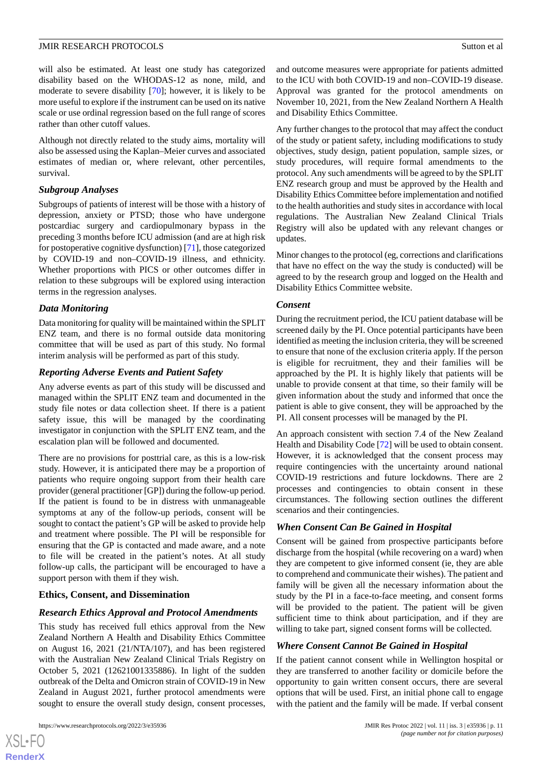will also be estimated. At least one study has categorized disability based on the WHODAS-12 as none, mild, and moderate to severe disability [70]; however, it is likely to be more useful to explore if the instrument can be used on its native scale or use ordinal regression based on the full range of scores rather than other cutoff values.

Although not directly related to the study aims, mortality will also be assessed using the Kaplan–Meier curves and associated estimates of median or, where relevant, other percentiles, survival.

### *Subgroup Analyses*

Subgroups of patients of interest will be those with a history of depression, anxiety or PTSD; those who have undergone postcardiac surgery and cardiopulmonary bypass in the preceding 3 months before ICU admission (and are at high risk for postoperative cognitive dysfunction) [71], those categorized by COVID-19 and non–COVID-19 illness, and ethnicity. Whether proportions with PICS or other outcomes differ in relation to these subgroups will be explored using interaction terms in the regression analyses.

### *Data Monitoring*

Data monitoring for quality will be maintained within the SPLIT ENZ team, and there is no formal outside data monitoring committee that will be used as part of this study. No formal interim analysis will be performed as part of this study.

### *Reporting Adverse Events and Patient Safety*

Any adverse events as part of this study will be discussed and managed within the SPLIT ENZ team and documented in the study file notes or data collection sheet. If there is a patient safety issue, this will be managed by the coordinating investigator in conjunction with the SPLIT ENZ team, and the escalation plan will be followed and documented.

There are no provisions for posttrial care, as this is a low-risk study. However, it is anticipated there may be a proportion of patients who require ongoing support from their health care provider (general practitioner [GP]) during the follow-up period. If the patient is found to be in distress with unmanageable symptoms at any of the follow-up periods, consent will be sought to contact the patient's GP will be asked to provide help and treatment where possible. The PI will be responsible for ensuring that the GP is contacted and made aware, and a note to file will be created in the patient's notes. At all study follow-up calls, the participant will be encouraged to have a support person with them if they wish.

## Ethics, Consent, and Dissemination

### *Research Ethics Approval and Protocol Amendments*

This study has received full ethics approval from the New Zealand Northern A Health and Disability Ethics Committee on August 16, 2021 (21/NTA/107), and has been registered with the Australian New Zealand Clinical Trials Registry on October 5, 2021 (12621001335886). In light of the sudden outbreak of the Delta and Omicron strain of COVID-19 in New Zealand in August 2021, further protocol amendments were sought to ensure the overall study design, consent processes, and outcome measures were appropriate for patients admitted to the ICU with both COVID-19 and non–COVID-19 disease. Approval was granted for the protocol amendments on November 10, 2021, from the New Zealand Northern A Health and Disability Ethics Committee.

Any further changes to the protocol that may affect the conduct of the study or patient safety, including modifications to study objectives, study design, patient population, sample sizes, or study procedures, will require formal amendments to the protocol. Any such amendments will be agreed to by the SPLIT ENZ research group and must be approved by the Health and Disability Ethics Committee before implementation and notified to the health authorities and study sites in accordance with local regulations. The Australian New Zealand Clinical Trials Registry will also be updated with any relevant changes or updates.

Minor changes to the protocol (eg, corrections and clarifications that have no effect on the way the study is conducted) will be agreed to by the research group and logged on the Health and Disability Ethics Committee website.

### *Consent*

During the recruitment period, the ICU patient database will be screened daily by the PI. Once potential participants have been identified as meeting the inclusion criteria, they will be screened to ensure that none of the exclusion criteria apply. If the person is eligible for recruitment, they and their families will be approached by the PI. It is highly likely that patients will be unable to provide consent at that time, so their family will be given information about the study and informed that once the patient is able to give consent, they will be approached by the PI. All consent processes will be managed by the PI.

An approach consistent with section 7.4 of the New Zealand Health and Disability Code [72] will be used to obtain consent. However, it is acknowledged that the consent process may require contingencies with the uncertainty around national COVID-19 restrictions and future lockdowns. There are 2 processes and contingencies to obtain consent in these circumstances. The following section outlines the different scenarios and their contingencies.

### *When Consent Can Be Gained in Hospital*

Consent will be gained from prospective participants before discharge from the hospital (while recovering on a ward) when they are competent to give informed consent (ie, they are able to comprehend and communicate their wishes). The patient and family will be given all the necessary information about the study by the PI in a face-to-face meeting, and consent forms will be provided to the patient. The patient will be given sufficient time to think about participation, and if they are willing to take part, signed consent forms will be collected.

### *Where Consent Cannot Be Gained in Hospital*

If the patient cannot consent while in Wellington hospital or they are transferred to another facility or domicile before the opportunity to gain written consent occurs, there are several options that will be used. First, an initial phone call to engage with the patient and the family will be made. If verbal consent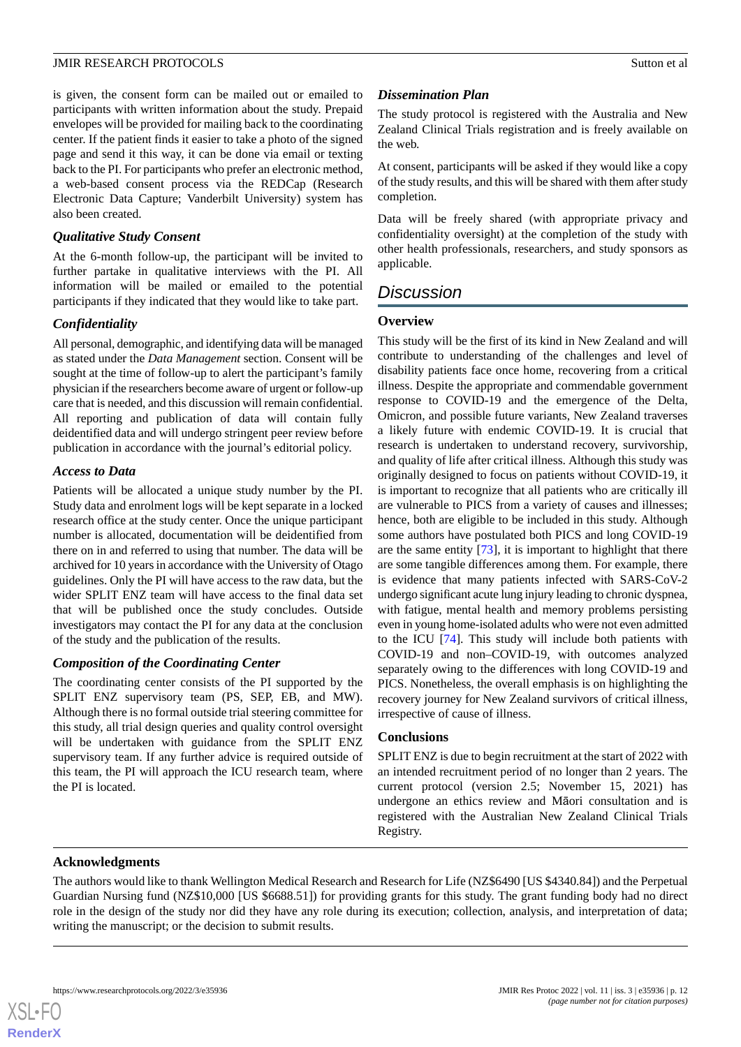is given, the consent form can be mailed out or emailed to participants with written information about the study. Prepaid envelopes will be provided for mailing back to the coordinating center. If the patient finds it easier to take a photo of the signed page and send it this way, it can be done via email or texting back to the PI. For participants who prefer an electronic method, a web-based consent process via the REDCap (Research Electronic Data Capture; Vanderbilt University) system has also been created.

### Qualitative Study Consent

At the 6-month follow-up, the participant will be invited to further partake in qualitative interviews with the PI. All information will be mailed or emailed to the potential participants if they indicated that they would like to take part.

### Confidentiality

All personal, demographic, and identifying data will be managed as stated under the *Data Management* section. Consent will be sought at the time of follow-up to alert the participant's family physician if the researchers become aware of urgent or follow-up care that is needed, and this discussion will remain confidential. All reporting and publication of data will contain fully deidentified data and will undergo stringent peer review before publication in accordance with the journal's editorial policy.

### Access to Data

Patients will be allocated a unique study number by the PI. Study data and enrolment logs will be kept separate in a locked research office at the study center. Once the unique participant number is allocated, documentation will be deidentified from there on in and referred to using that number. The data will be archived for 10 years in accordance with the University of Otago guidelines. Only the PI will have access to the raw data, but the wider SPLIT ENZ team will have access to the final data set that will be published once the study concludes. Outside investigators may contact the PI for any data at the conclusion of the study and the publication of the results.

### Composition of the Coordinating Center

The coordinating center consists of the PI supported by the SPLIT ENZ supervisory team (PS, SEP, EB, and MW). Although there is no formal outside trial steering committee for this study, all trial design queries and quality control oversight will be undertaken with guidance from the SPLIT ENZ supervisory team. If any further advice is required outside of this team, the PI will approach the ICU research team, where the PI is located.

### Dissemination Plan

The study protocol is registered with the Australia and New Zealand Clinical Trials registration and is freely available on the web.

At consent, participants will be asked if they would like a copy of the study results, and this will be shared with them after study completion.

Data will be freely shared (with appropriate privacy and confidentiality oversight) at the completion of the study with other health professionals, researchers, and study sponsors as applicable.

## Discussion

### Overview

This study will be the first of its kind in New Zealand and will contribute to understanding of the challenges and level of disability patients face once home, recovering from a critical illness. Despite the appropriate and commendable government response to COVID-19 and the emergence of the Delta, Omicron, and possible future variants, New Zealand traverses a likely future with endemic COVID-19. It is crucial that research is undertaken to understand recovery, survivorship, and quality of life after critical illness. Although this study was originally designed to focus on patients without COVID-19, it is important to recognize that all patients who are critically ill are vulnerable to PICS from a variety of causes and illnesses; hence, both are eligible to be included in this study. Although some authors have postulated both PICS and long COVID-19 are the same entity [73], it is important to highlight that there are some tangible differences among them. For example, there is evidence that many patients infected with SARS-CoV-2 undergo significant acute lung injury leading to chronic dyspnea, with fatigue, mental health and memory problems persisting even in young home-isolated adults who were not even admitted to the ICU [74]. This study will include both patients with COVID-19 and non–COVID-19, with outcomes analyzed separately owing to the differences with long COVID-19 and PICS. Nonetheless, the overall emphasis is on highlighting the recovery journey for New Zealand survivors of critical illness, irrespective of cause of illness.

### Conclusions

SPLIT ENZ is due to begin recruitment at the start of 2022 with an intended recruitment period of no longer than 2 years. The current protocol (version 2.5; November 15, 2021) has undergone an ethics review and Māori consultation and is registered with the Australian New Zealand Clinical Trials Registry.

### Acknowledgments

The authors would like to thank Wellington Medical Research and Research for Life (NZ$6490 [US $4340.84]) and the Perpetual Guardian Nursing fund (NZ$10,000 [US $6688.51]) for providing grants for this study. The grant funding body had no direct role in the design of the study nor did they have any role during its execution; collection, analysis, and interpretation of data; writing the manuscript; or the decision to submit results.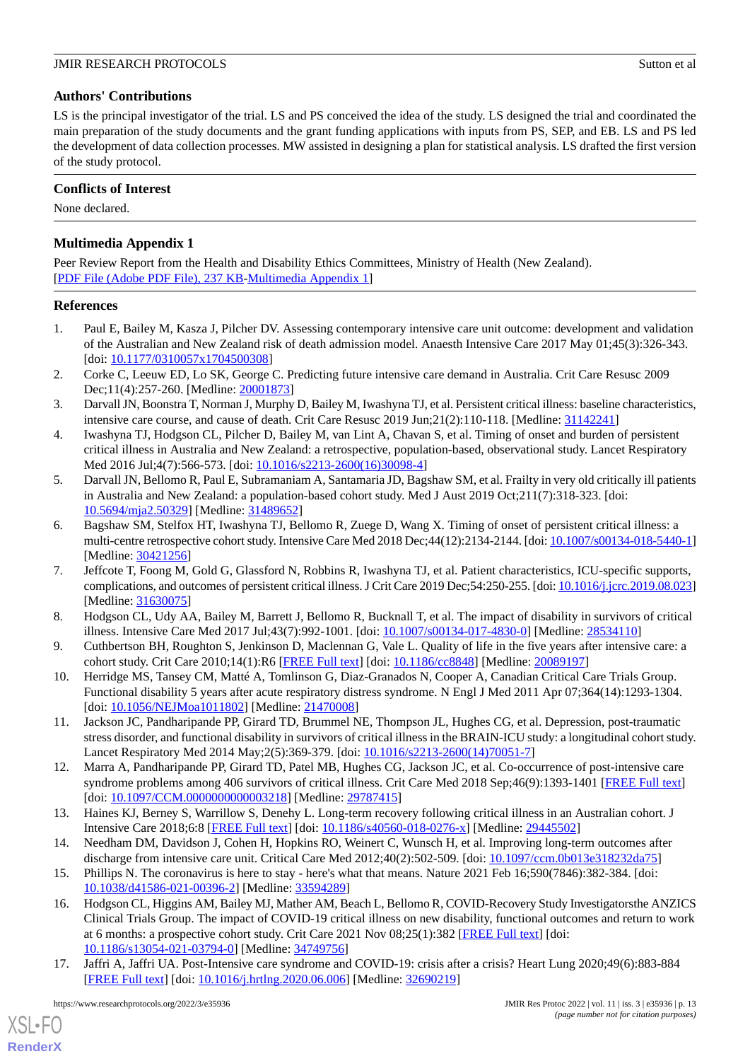## Authors' Contributions

LS is the principal investigator of the trial. LS and PS conceived the idea of the study. LS designed the trial and coordinated the main preparation of the study documents and the grant funding applications with inputs from PS, SEP, and EB. LS and PS led the development of data collection processes. MW assisted in designing a plan for statistical analysis. LS drafted the first version of the study protocol.

## Conflicts of Interest

None declared.

## Multimedia Appendix 1

Peer Review Report from the Health and Disability Ethics Committees, Ministry of Health (New Zealand).
[PDF File (Adobe PDF File), 237 KB-Multimedia Appendix 1]

## References

1. Paul E, Bailey M, Kasza J, Pilcher DV. Assessing contemporary intensive care unit outcome: development and validation of the Australian and New Zealand risk of death admission model. Anaesth Intensive Care 2017 May 01;45(3):326-343. [doi: 10.1177/0310057x1704500308]
2. Corke C, Leeuw ED, Lo SK, George C. Predicting future intensive care demand in Australia. Crit Care Resusc 2009 Dec;11(4):257-260. [Medline: 20001873]
3. Darvall JN, Boonstra T, Norman J, Murphy D, Bailey M, Iwashyna TJ, et al. Persistent critical illness: baseline characteristics, intensive care course, and cause of death. Crit Care Resusc 2019 Jun;21(2):110-118. [Medline: 31142241]
4. Iwashyna TJ, Hodgson CL, Pilcher D, Bailey M, van Lint A, Chavan S, et al. Timing of onset and burden of persistent critical illness in Australia and New Zealand: a retrospective, population-based, observational study. Lancet Respiratory Med 2016 Jul;4(7):566-573. [doi: 10.1016/s2213-2600(16)30098-4]
5. Darvall JN, Bellomo R, Paul E, Subramaniam A, Santamaria JD, Bagshaw SM, et al. Frailty in very old critically ill patients in Australia and New Zealand: a population-based cohort study. Med J Aust 2019 Oct;211(7):318-323. [doi: 10.5694/mja2.50329] [Medline: 31489652]
6. Bagshaw SM, Stelfox HT, Iwashyna TJ, Bellomo R, Zuege D, Wang X. Timing of onset of persistent critical illness: a multi-centre retrospective cohort study. Intensive Care Med 2018 Dec;44(12):2134-2144. [doi: 10.1007/s00134-018-5440-1] [Medline: 30421256]
7. Jeffcote T, Foong M, Gold G, Glassford N, Robbins R, Iwashyna TJ, et al. Patient characteristics, ICU-specific supports, complications, and outcomes of persistent critical illness. J Crit Care 2019 Dec;54:250-255. [doi: 10.1016/j.jcrc.2019.08.023] [Medline: 31630075]
8. Hodgson CL, Udy AA, Bailey M, Barrett J, Bellomo R, Bucknall T, et al. The impact of disability in survivors of critical illness. Intensive Care Med 2017 Jul;43(7):992-1001. [doi: 10.1007/s00134-017-4830-0] [Medline: 28534110]
9. Cuthbertson BH, Roughton S, Jenkinson D, Maclennan G, Vale L. Quality of life in the five years after intensive care: a cohort study. Crit Care 2010;14(1):R6 [FREE Full text] [doi: 10.1186/cc8848] [Medline: 20089197]
10. Herridge MS, Tansey CM, Matté A, Tomlinson G, Diaz-Granados N, Cooper A, Canadian Critical Care Trials Group. Functional disability 5 years after acute respiratory distress syndrome. N Engl J Med 2011 Apr 07;364(14):1293-1304. [doi: 10.1056/NEJMoa1011802] [Medline: 21470008]
11. Jackson JC, Pandharipande PP, Girard TD, Brummel NE, Thompson JL, Hughes CG, et al. Depression, post-traumatic stress disorder, and functional disability in survivors of critical illness in the BRAIN-ICU study: a longitudinal cohort study. Lancet Respiratory Med 2014 May;2(5):369-379. [doi: 10.1016/s2213-2600(14)70051-7]
12. Marra A, Pandharipande PP, Girard TD, Patel MB, Hughes CG, Jackson JC, et al. Co-occurrence of post-intensive care syndrome problems among 406 survivors of critical illness. Crit Care Med 2018 Sep;46(9):1393-1401 [FREE Full text] [doi: 10.1097/CCM.0000000000003218] [Medline: 29787415]
13. Haines KJ, Berney S, Warrillow S, Denehy L. Long-term recovery following critical illness in an Australian cohort. J Intensive Care 2018;6:8 [FREE Full text] [doi: 10.1186/s40560-018-0276-x] [Medline: 29445502]
14. Needham DM, Davidson J, Cohen H, Hopkins RO, Weinert C, Wunsch H, et al. Improving long-term outcomes after discharge from intensive care unit. Critical Care Med 2012;40(2):502-509. [doi: 10.1097/ccm.0b013e318232da75]
15. Phillips N. The coronavirus is here to stay - here's what that means. Nature 2021 Feb 16;590(7846):382-384. [doi: 10.1038/d41586-021-00396-2] [Medline: 33594289]
16. Hodgson CL, Higgins AM, Bailey MJ, Mather AM, Beach L, Bellomo R, COVID-Recovery Study Investigatorsthe ANZICS Clinical Trials Group. The impact of COVID-19 critical illness on new disability, functional outcomes and return to work at 6 months: a prospective cohort study. Crit Care 2021 Nov 08;25(1):382 [FREE Full text] [doi: 10.1186/s13054-021-03794-0] [Medline: 34749756]
17. Jaffri A, Jaffri UA. Post-Intensive care syndrome and COVID-19: crisis after a crisis? Heart Lung 2020;49(6):883-884 [FREE Full text] [doi: 10.1016/j.hrtlng.2020.06.006] [Medline: 32690219]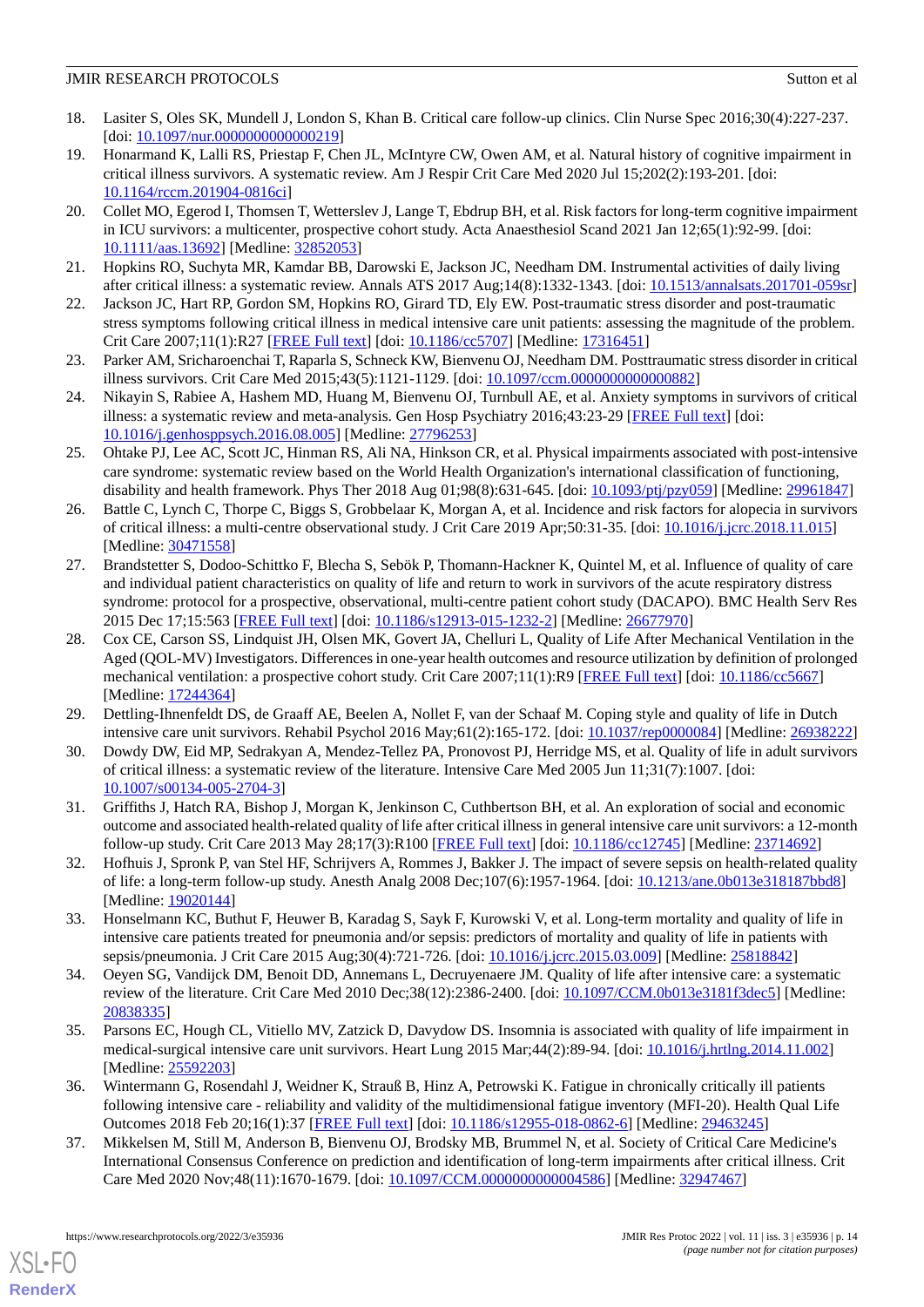18. Lasiter S, Oles SK, Mundell J, London S, Khan B. Critical care follow-up clinics. Clin Nurse Spec 2016;30(4):227-237. [doi: 10.1097/nur.0000000000000219]
19. Honarmand K, Lalli RS, Priestap F, Chen JL, McIntyre CW, Owen AM, et al. Natural history of cognitive impairment in critical illness survivors. A systematic review. Am J Respir Crit Care Med 2020 Jul 15;202(2):193-201. [doi: 10.1164/rccm.201904-0816ci]
20. Collet MO, Egerod I, Thomsen T, Wetterslev J, Lange T, Ebdrup BH, et al. Risk factors for long-term cognitive impairment in ICU survivors: a multicenter, prospective cohort study. Acta Anaesthesiol Scand 2021 Jan 12;65(1):92-99. [doi: 10.1111/aas.13692] [Medline: 32852053]
21. Hopkins RO, Suchyta MR, Kamdar BB, Darowski E, Jackson JC, Needham DM. Instrumental activities of daily living after critical illness: a systematic review. Annals ATS 2017 Aug;14(8):1332-1343. [doi: 10.1513/annalsats.201701-059sr]
22. Jackson JC, Hart RP, Gordon SM, Hopkins RO, Girard TD, Ely EW. Post-traumatic stress disorder and post-traumatic stress symptoms following critical illness in medical intensive care unit patients: assessing the magnitude of the problem. Crit Care 2007;11(1):R27 [FREE Full text] [doi: 10.1186/cc5707] [Medline: 17316451]
23. Parker AM, Sricharoenchai T, Raparla S, Schneck KW, Bienvenu OJ, Needham DM. Posttraumatic stress disorder in critical illness survivors. Crit Care Med 2015;43(5):1121-1129. [doi: 10.1097/ccm.0000000000000882]
24. Nikayin S, Rabiee A, Hashem MD, Huang M, Bienvenu OJ, Turnbull AE, et al. Anxiety symptoms in survivors of critical illness: a systematic review and meta-analysis. Gen Hosp Psychiatry 2016;43:23-29 [FREE Full text] [doi: 10.1016/j.genhosppsych.2016.08.005] [Medline: 27796253]
25. Ohtake PJ, Lee AC, Scott JC, Hinman RS, Ali NA, Hinkson CR, et al. Physical impairments associated with post-intensive care syndrome: systematic review based on the World Health Organization's international classification of functioning, disability and health framework. Phys Ther 2018 Aug 01;98(8):631-645. [doi: 10.1093/ptj/pzy059] [Medline: 29961847]
26. Battle C, Lynch C, Thorpe C, Biggs S, Grobbelaar K, Morgan A, et al. Incidence and risk factors for alopecia in survivors of critical illness: a multi-centre observational study. J Crit Care 2019 Apr;50:31-35. [doi: 10.1016/j.jcrc.2018.11.015] [Medline: 30471558]
27. Brandstetter S, Dodoo-Schittko F, Blecha S, Sebök P, Thomann-Hackner K, Quintel M, et al. Influence of quality of care and individual patient characteristics on quality of life and return to work in survivors of the acute respiratory distress syndrome: protocol for a prospective, observational, multi-centre patient cohort study (DACAPO). BMC Health Serv Res 2015 Dec 17;15:563 [FREE Full text] [doi: 10.1186/s12913-015-1232-2] [Medline: 26677970]
28. Cox CE, Carson SS, Lindquist JH, Olsen MK, Govert JA, Chelluri L, Quality of Life After Mechanical Ventilation in the Aged (QOL-MV) Investigators. Differences in one-year health outcomes and resource utilization by definition of prolonged mechanical ventilation: a prospective cohort study. Crit Care 2007;11(1):R9 [FREE Full text] [doi: 10.1186/cc5667] [Medline: 17244364]
29. Dettling-Ihnenfeldt DS, de Graaff AE, Beelen A, Nollet F, van der Schaaf M. Coping style and quality of life in Dutch intensive care unit survivors. Rehabil Psychol 2016 May;61(2):165-172. [doi: 10.1037/rep0000084] [Medline: 26938222]
30. Dowdy DW, Eid MP, Sedrakyan A, Mendez-Tellez PA, Pronovost PJ, Herridge MS, et al. Quality of life in adult survivors of critical illness: a systematic review of the literature. Intensive Care Med 2005 Jun 11;31(7):1007. [doi: 10.1007/s00134-005-2704-3]
31. Griffiths J, Hatch RA, Bishop J, Morgan K, Jenkinson C, Cuthbertson BH, et al. An exploration of social and economic outcome and associated health-related quality of life after critical illness in general intensive care unit survivors: a 12-month follow-up study. Crit Care 2013 May 28;17(3):R100 [FREE Full text] [doi: 10.1186/cc12745] [Medline: 23714692]
32. Hofhuis J, Spronk P, van Stel HF, Schrijvers A, Rommes J, Bakker J. The impact of severe sepsis on health-related quality of life: a long-term follow-up study. Anesth Analg 2008 Dec;107(6):1957-1964. [doi: 10.1213/ane.0b013e318187bbd8] [Medline: 19020144]
33. Honselmann KC, Buthut F, Heuwer B, Karadag S, Sayk F, Kurowski V, et al. Long-term mortality and quality of life in intensive care patients treated for pneumonia and/or sepsis: predictors of mortality and quality of life in patients with sepsis/pneumonia. J Crit Care 2015 Aug;30(4):721-726. [doi: 10.1016/j.jcrc.2015.03.009] [Medline: 25818842]
34. Oeyen SG, Vandijck DM, Benoit DD, Annemans L, Decruyenaere JM. Quality of life after intensive care: a systematic review of the literature. Crit Care Med 2010 Dec;38(12):2386-2400. [doi: 10.1097/CCM.0b013e3181f3dec5] [Medline: 20838335]
35. Parsons EC, Hough CL, Vitiello MV, Zatzick D, Davydow DS. Insomnia is associated with quality of life impairment in medical-surgical intensive care unit survivors. Heart Lung 2015 Mar;44(2):89-94. [doi: 10.1016/j.hrtlng.2014.11.002] [Medline: 25592203]
36. Wintermann G, Rosendahl J, Weidner K, Strauß B, Hinz A, Petrowski K. Fatigue in chronically critically ill patients following intensive care - reliability and validity of the multidimensional fatigue inventory (MFI-20). Health Qual Life Outcomes 2018 Feb 20;16(1):37 [FREE Full text] [doi: 10.1186/s12955-018-0862-6] [Medline: 29463245]
37. Mikkelsen M, Still M, Anderson B, Bienvenu OJ, Brodsky MB, Brummel N, et al. Society of Critical Care Medicine's International Consensus Conference on prediction and identification of long-term impairments after critical illness. Crit Care Med 2020 Nov;48(11):1670-1679. [doi: 10.1097/CCM.0000000000004586] [Medline: 32947467]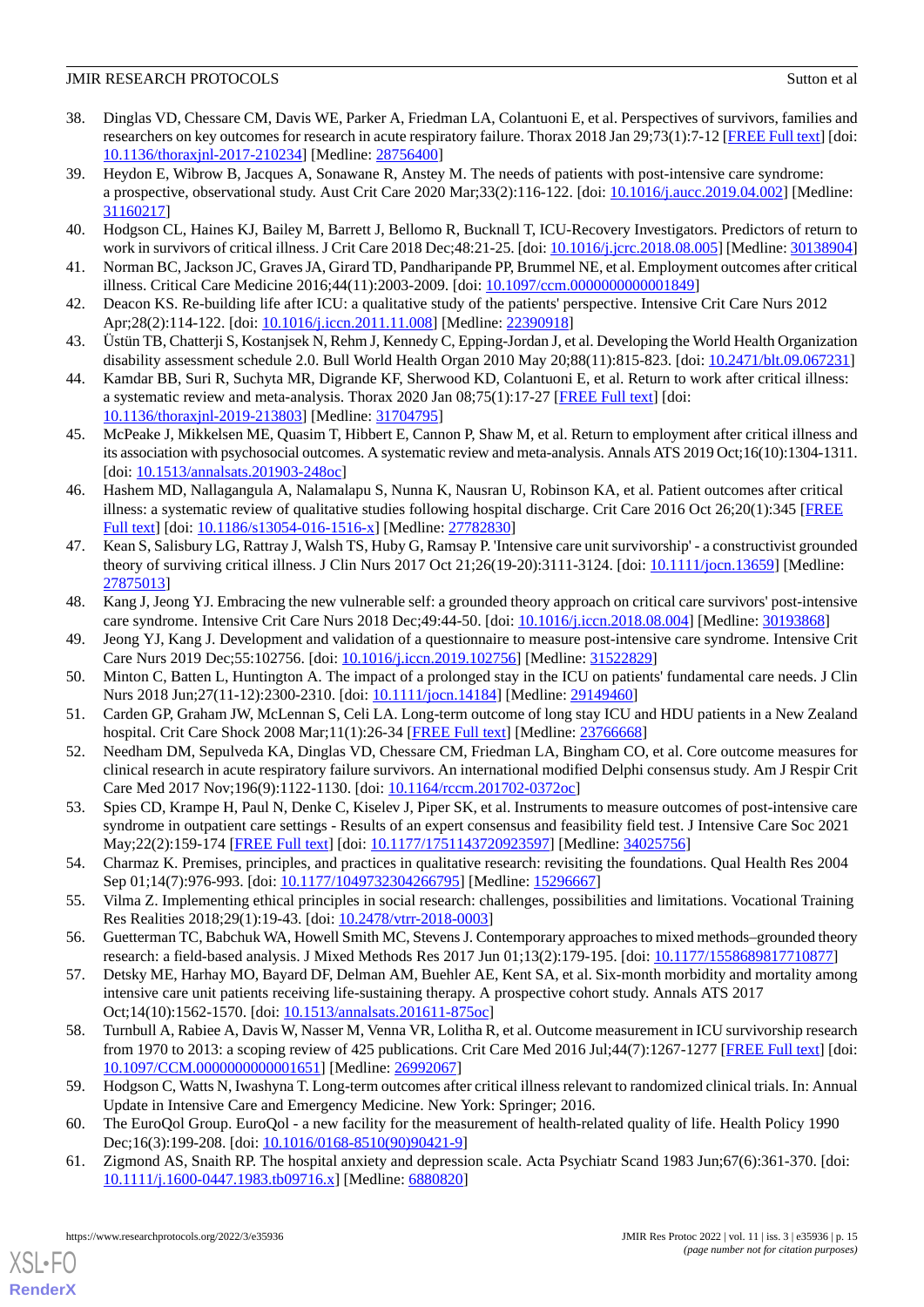38. Dinglas VD, Chessare CM, Davis WE, Parker A, Friedman LA, Colantuoni E, et al. Perspectives of survivors, families and researchers on key outcomes for research in acute respiratory failure. Thorax 2018 Jan 29;73(1):7-12 [FREE Full text] [doi: 10.1136/thoraxjnl-2017-210234] [Medline: 28756400]
39. Heydon E, Wibrow B, Jacques A, Sonawane R, Anstey M. The needs of patients with post-intensive care syndrome: a prospective, observational study. Aust Crit Care 2020 Mar;33(2):116-122. [doi: 10.1016/j.aucc.2019.04.002] [Medline: 31160217]
40. Hodgson CL, Haines KJ, Bailey M, Barrett J, Bellomo R, Bucknall T, ICU-Recovery Investigators. Predictors of return to work in survivors of critical illness. J Crit Care 2018 Dec;48:21-25. [doi: 10.1016/j.jcrc.2018.08.005] [Medline: 30138904]
41. Norman BC, Jackson JC, Graves JA, Girard TD, Pandharipande PP, Brummel NE, et al. Employment outcomes after critical illness. Critical Care Medicine 2016;44(11):2003-2009. [doi: 10.1097/ccm.0000000000001849]
42. Deacon KS. Re-building life after ICU: a qualitative study of the patients' perspective. Intensive Crit Care Nurs 2012 Apr;28(2):114-122. [doi: 10.1016/j.iccn.2011.11.008] [Medline: 22390918]
43. Üstün TB, Chatterji S, Kostanjsek N, Rehm J, Kennedy C, Epping-Jordan J, et al. Developing the World Health Organization disability assessment schedule 2.0. Bull World Health Organ 2010 May 20;88(11):815-823. [doi: 10.2471/blt.09.067231]
44. Kamdar BB, Suri R, Suchyta MR, Digrande KF, Sherwood KD, Colantuoni E, et al. Return to work after critical illness: a systematic review and meta-analysis. Thorax 2020 Jan 08;75(1):17-27 [FREE Full text] [doi: 10.1136/thoraxjnl-2019-213803] [Medline: 31704795]
45. McPeake J, Mikkelsen ME, Quasim T, Hibbert E, Cannon P, Shaw M, et al. Return to employment after critical illness and its association with psychosocial outcomes. A systematic review and meta-analysis. Annals ATS 2019 Oct;16(10):1304-1311. [doi: 10.1513/annalsats.201903-248oc]
46. Hashem MD, Nallagangula A, Nalamalapu S, Nunna K, Nausran U, Robinson KA, et al. Patient outcomes after critical illness: a systematic review of qualitative studies following hospital discharge. Crit Care 2016 Oct 26;20(1):345 [FREE Full text] [doi: 10.1186/s13054-016-1516-x] [Medline: 27782830]
47. Kean S, Salisbury LG, Rattray J, Walsh TS, Huby G, Ramsay P. 'Intensive care unit survivorship' - a constructivist grounded theory of surviving critical illness. J Clin Nurs 2017 Oct 21;26(19-20):3111-3124. [doi: 10.1111/jocn.13659] [Medline: 27875013]
48. Kang J, Jeong YJ. Embracing the new vulnerable self: a grounded theory approach on critical care survivors' post-intensive care syndrome. Intensive Crit Care Nurs 2018 Dec;49:44-50. [doi: 10.1016/j.iccn.2018.08.004] [Medline: 30193868]
49. Jeong YJ, Kang J. Development and validation of a questionnaire to measure post-intensive care syndrome. Intensive Crit Care Nurs 2019 Dec;55:102756. [doi: 10.1016/j.iccn.2019.102756] [Medline: 31522829]
50. Minton C, Batten L, Huntington A. The impact of a prolonged stay in the ICU on patients' fundamental care needs. J Clin Nurs 2018 Jun;27(11-12):2300-2310. [doi: 10.1111/jocn.14184] [Medline: 29149460]
51. Carden GP, Graham JW, McLennan S, Celi LA. Long-term outcome of long stay ICU and HDU patients in a New Zealand hospital. Crit Care Shock 2008 Mar;11(1):26-34 [FREE Full text] [Medline: 23766668]
52. Needham DM, Sepulveda KA, Dinglas VD, Chessare CM, Friedman LA, Bingham CO, et al. Core outcome measures for clinical research in acute respiratory failure survivors. An international modified Delphi consensus study. Am J Respir Crit Care Med 2017 Nov;196(9):1122-1130. [doi: 10.1164/rccm.201702-0372oc]
53. Spies CD, Krampe H, Paul N, Denke C, Kiselev J, Piper SK, et al. Instruments to measure outcomes of post-intensive care syndrome in outpatient care settings - Results of an expert consensus and feasibility field test. J Intensive Care Soc 2021 May;22(2):159-174 [FREE Full text] [doi: 10.1177/1751143720923597] [Medline: 34025756]
54. Charmaz K. Premises, principles, and practices in qualitative research: revisiting the foundations. Qual Health Res 2004 Sep 01;14(7):976-993. [doi: 10.1177/1049732304266795] [Medline: 15296667]
55. Vilma Z. Implementing ethical principles in social research: challenges, possibilities and limitations. Vocational Training Res Realities 2018;29(1):19-43. [doi: 10.2478/vtrr-2018-0003]
56. Guetterman TC, Babchuk WA, Howell Smith MC, Stevens J. Contemporary approaches to mixed methods–grounded theory research: a field-based analysis. J Mixed Methods Res 2017 Jun 01;13(2):179-195. [doi: 10.1177/1558689817710877]
57. Detsky ME, Harhay MO, Bayard DF, Delman AM, Buehler AE, Kent SA, et al. Six-month morbidity and mortality among intensive care unit patients receiving life-sustaining therapy. A prospective cohort study. Annals ATS 2017 Oct;14(10):1562-1570. [doi: 10.1513/annalsats.201611-875oc]
58. Turnbull A, Rabiee A, Davis W, Nasser M, Venna VR, Lolitha R, et al. Outcome measurement in ICU survivorship research from 1970 to 2013: a scoping review of 425 publications. Crit Care Med 2016 Jul;44(7):1267-1277 [FREE Full text] [doi: 10.1097/CCM.0000000000001651] [Medline: 26992067]
59. Hodgson C, Watts N, Iwashyna T. Long-term outcomes after critical illness relevant to randomized clinical trials. In: Annual Update in Intensive Care and Emergency Medicine. New York: Springer; 2016.
60. The EuroQol Group. EuroQol - a new facility for the measurement of health-related quality of life. Health Policy 1990 Dec;16(3):199-208. [doi: 10.1016/0168-8510(90)90421-9]
61. Zigmond AS, Snaith RP. The hospital anxiety and depression scale. Acta Psychiatr Scand 1983 Jun;67(6):361-370. [doi: 10.1111/j.1600-0447.1983.tb09716.x] [Medline: 6880820]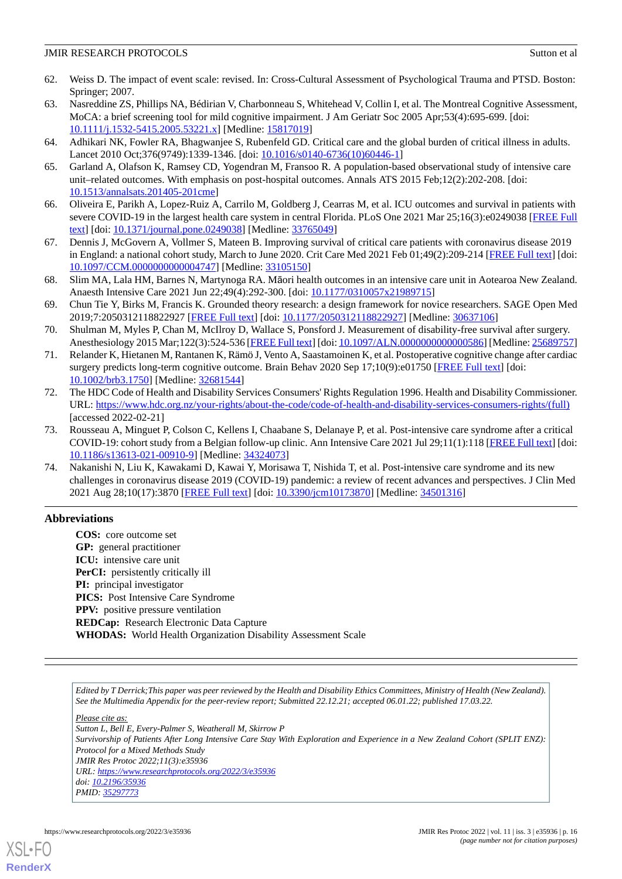62. Weiss D. The impact of event scale: revised. In: Cross-Cultural Assessment of Psychological Trauma and PTSD. Boston: Springer; 2007.
63. Nasreddine ZS, Phillips NA, Bédirian V, Charbonneau S, Whitehead V, Collin I, et al. The Montreal Cognitive Assessment, MoCA: a brief screening tool for mild cognitive impairment. J Am Geriatr Soc 2005 Apr;53(4):695-699. [doi: 10.1111/j.1532-5415.2005.53221.x] [Medline: 15817019]
64. Adhikari NK, Fowler RA, Bhagwanjee S, Rubenfeld GD. Critical care and the global burden of critical illness in adults. Lancet 2010 Oct;376(9749):1339-1346. [doi: 10.1016/s0140-6736(10)60446-1]
65. Garland A, Olafson K, Ramsey CD, Yogendran M, Fransoo R. A population-based observational study of intensive care unit–related outcomes. With emphasis on post-hospital outcomes. Annals ATS 2015 Feb;12(2):202-208. [doi: 10.1513/annalsats.201405-201cme]
66. Oliveira E, Parikh A, Lopez-Ruiz A, Carrilo M, Goldberg J, Cearras M, et al. ICU outcomes and survival in patients with severe COVID-19 in the largest health care system in central Florida. PLoS One 2021 Mar 25;16(3):e0249038 [FREE Full text] [doi: 10.1371/journal.pone.0249038] [Medline: 33765049]
67. Dennis J, McGovern A, Vollmer S, Mateen B. Improving survival of critical care patients with coronavirus disease 2019 in England: a national cohort study, March to June 2020. Crit Care Med 2021 Feb 01;49(2):209-214 [FREE Full text] [doi: 10.1097/CCM.0000000000004747] [Medline: 33105150]
68. Slim MA, Lala HM, Barnes N, Martynoga RA. Māori health outcomes in an intensive care unit in Aotearoa New Zealand. Anaesth Intensive Care 2021 Jun 22;49(4):292-300. [doi: 10.1177/0310057x21989715]
69. Chun Tie Y, Birks M, Francis K. Grounded theory research: a design framework for novice researchers. SAGE Open Med 2019;7:2050312118822927 [FREE Full text] [doi: 10.1177/2050312118822927] [Medline: 30637106]
70. Shulman M, Myles P, Chan M, McIlroy D, Wallace S, Ponsford J. Measurement of disability-free survival after surgery. Anesthesiology 2015 Mar;122(3):524-536 [FREE Full text] [doi: 10.1097/ALN.0000000000000586] [Medline: 25689757]
71. Relander K, Hietanen M, Rantanen K, Rämö J, Vento A, Saastamoinen K, et al. Postoperative cognitive change after cardiac surgery predicts long-term cognitive outcome. Brain Behav 2020 Sep 17;10(9):e01750 [FREE Full text] [doi: 10.1002/brb3.1750] [Medline: 32681544]
72. The HDC Code of Health and Disability Services Consumers' Rights Regulation 1996. Health and Disability Commissioner. URL: https://www.hdc.org.nz/your-rights/about-the-code/code-of-health-and-disability-services-consumers-rights/(full) [accessed 2022-02-21]
73. Rousseau A, Minguet P, Colson C, Kellens I, Chaabane S, Delanaye P, et al. Post-intensive care syndrome after a critical COVID-19: cohort study from a Belgian follow-up clinic. Ann Intensive Care 2021 Jul 29;11(1):118 [FREE Full text] [doi: 10.1186/s13613-021-00910-9] [Medline: 34324073]
74. Nakanishi N, Liu K, Kawakami D, Kawai Y, Morisawa T, Nishida T, et al. Post-intensive care syndrome and its new challenges in coronavirus disease 2019 (COVID-19) pandemic: a review of recent advances and perspectives. J Clin Med 2021 Aug 28;10(17):3870 [FREE Full text] [doi: 10.3390/jcm10173870] [Medline: 34501316]

## Abbreviations

**COS:** core outcome set
**GP:** general practitioner
**ICU:** intensive care unit
**PerCI:** persistently critically ill
**PI:** principal investigator
**PICS:** Post Intensive Care Syndrome
**PPV:** positive pressure ventilation
**REDCap:** Research Electronic Data Capture
**WHODAS:** World Health Organization Disability Assessment Scale

*Edited by T Derrick;This paper was peer reviewed by the Health and Disability Ethics Committees, Ministry of Health (New Zealand). See the Multimedia Appendix for the peer-review report; Submitted 22.12.21; accepted 06.01.22; published 17.03.22.*

*Please cite as:*
*Sutton L, Bell E, Every-Palmer S, Weatherall M, Skirrow P*
*Survivorship of Patients After Long Intensive Care Stay With Exploration and Experience in a New Zealand Cohort (SPLIT ENZ): Protocol for a Mixed Methods Study*
*JMIR Res Protoc 2022;11(3):e35936*
*URL: https://www.researchprotocols.org/2022/3/e35936*
*doi: 10.2196/35936*
*PMID: 35297773*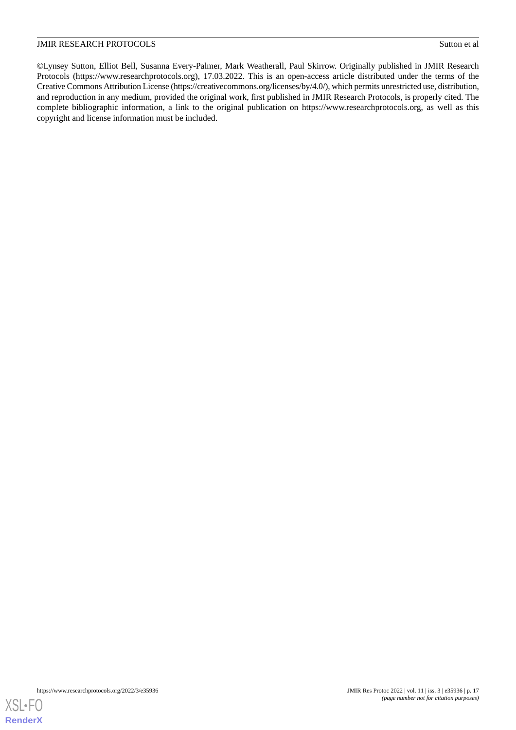©Lynsey Sutton, Elliot Bell, Susanna Every-Palmer, Mark Weatherall, Paul Skirrow. Originally published in JMIR Research Protocols (https://www.researchprotocols.org), 17.03.2022. This is an open-access article distributed under the terms of the Creative Commons Attribution License (https://creativecommons.org/licenses/by/4.0/), which permits unrestricted use, distribution, and reproduction in any medium, provided the original work, first published in JMIR Research Protocols, is properly cited. The complete bibliographic information, a link to the original publication on https://www.researchprotocols.org, as well as this copyright and license information must be included.